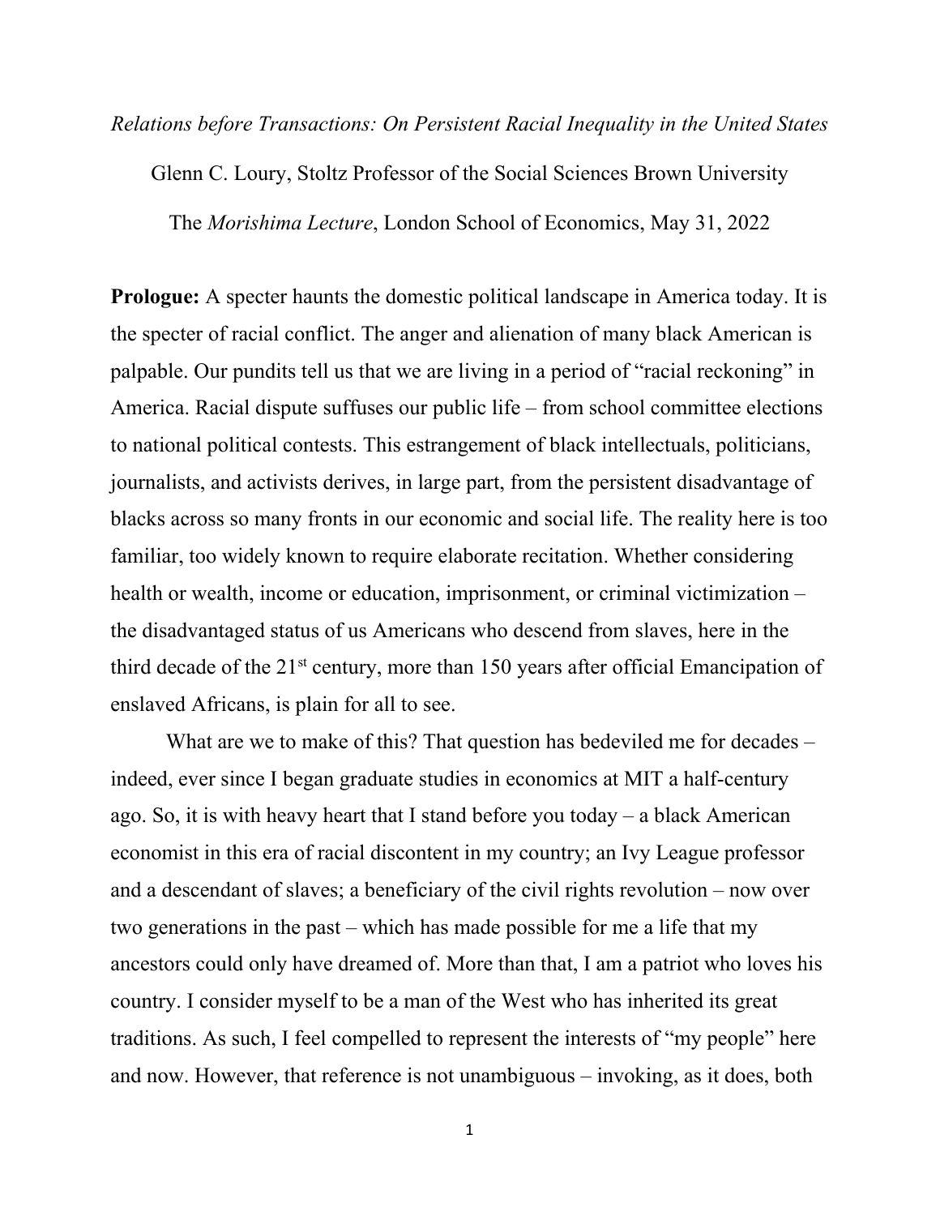*Relations before Transactions: On Persistent Racial Inequality in the United States*

Glenn C. Loury, Stoltz Professor of the Social Sciences Brown University

The *Morishima Lecture*, London School of Economics, May 31, 2022

**Prologue:** A specter haunts the domestic political landscape in America today. It is the specter of racial conflict. The anger and alienation of many black American is palpable. Our pundits tell us that we are living in a period of "racial reckoning" in America. Racial dispute suffuses our public life – from school committee elections to national political contests. This estrangement of black intellectuals, politicians, journalists, and activists derives, in large part, from the persistent disadvantage of blacks across so many fronts in our economic and social life. The reality here is too familiar, too widely known to require elaborate recitation. Whether considering health or wealth, income or education, imprisonment, or criminal victimization – the disadvantaged status of us Americans who descend from slaves, here in the third decade of the 21st century, more than 150 years after official Emancipation of enslaved Africans, is plain for all to see.

What are we to make of this? That question has bedeviled me for decades – indeed, ever since I began graduate studies in economics at MIT a half-century ago. So, it is with heavy heart that I stand before you today – a black American economist in this era of racial discontent in my country; an Ivy League professor and a descendant of slaves; a beneficiary of the civil rights revolution – now over two generations in the past – which has made possible for me a life that my ancestors could only have dreamed of. More than that, I am a patriot who loves his country. I consider myself to be a man of the West who has inherited its great traditions. As such, I feel compelled to represent the interests of "my people" here and now. However, that reference is not unambiguous – invoking, as it does, both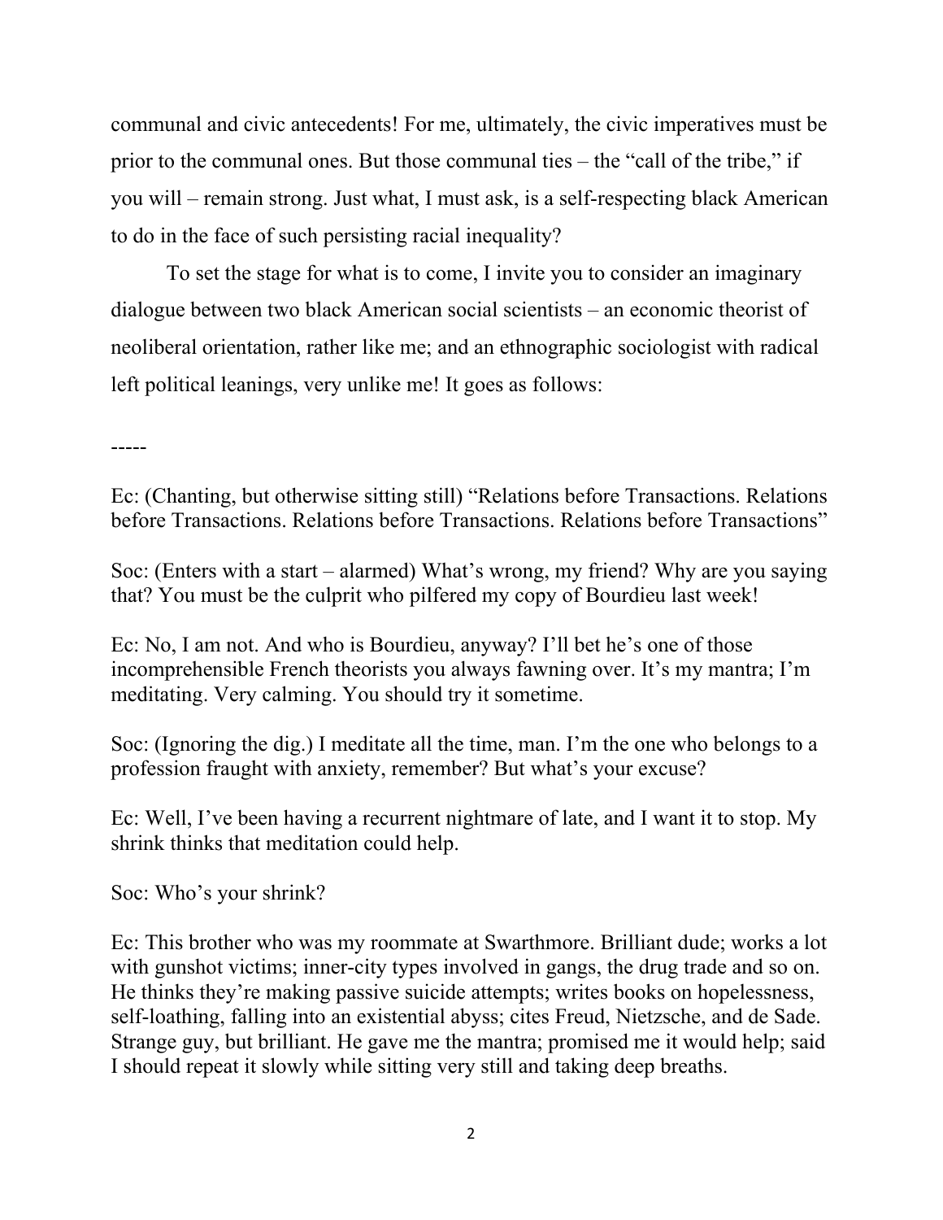communal and civic antecedents! For me, ultimately, the civic imperatives must be prior to the communal ones. But those communal ties – the "call of the tribe," if you will – remain strong. Just what, I must ask, is a self-respecting black American to do in the face of such persisting racial inequality?

To set the stage for what is to come, I invite you to consider an imaginary dialogue between two black American social scientists – an economic theorist of neoliberal orientation, rather like me; and an ethnographic sociologist with radical left political leanings, very unlike me! It goes as follows:

-----

Ec: (Chanting, but otherwise sitting still) "Relations before Transactions. Relations before Transactions. Relations before Transactions. Relations before Transactions"

Soc: (Enters with a start – alarmed) What's wrong, my friend? Why are you saying that? You must be the culprit who pilfered my copy of Bourdieu last week!

Ec: No, I am not. And who is Bourdieu, anyway? I'll bet he's one of those incomprehensible French theorists you always fawning over. It's my mantra; I'm meditating. Very calming. You should try it sometime.

Soc: (Ignoring the dig.) I meditate all the time, man. I'm the one who belongs to a profession fraught with anxiety, remember? But what's your excuse?

Ec: Well, I've been having a recurrent nightmare of late, and I want it to stop. My shrink thinks that meditation could help.

Soc: Who's your shrink?

Ec: This brother who was my roommate at Swarthmore. Brilliant dude; works a lot with gunshot victims; inner-city types involved in gangs, the drug trade and so on. He thinks they're making passive suicide attempts; writes books on hopelessness, self-loathing, falling into an existential abyss; cites Freud, Nietzsche, and de Sade. Strange guy, but brilliant. He gave me the mantra; promised me it would help; said I should repeat it slowly while sitting very still and taking deep breaths.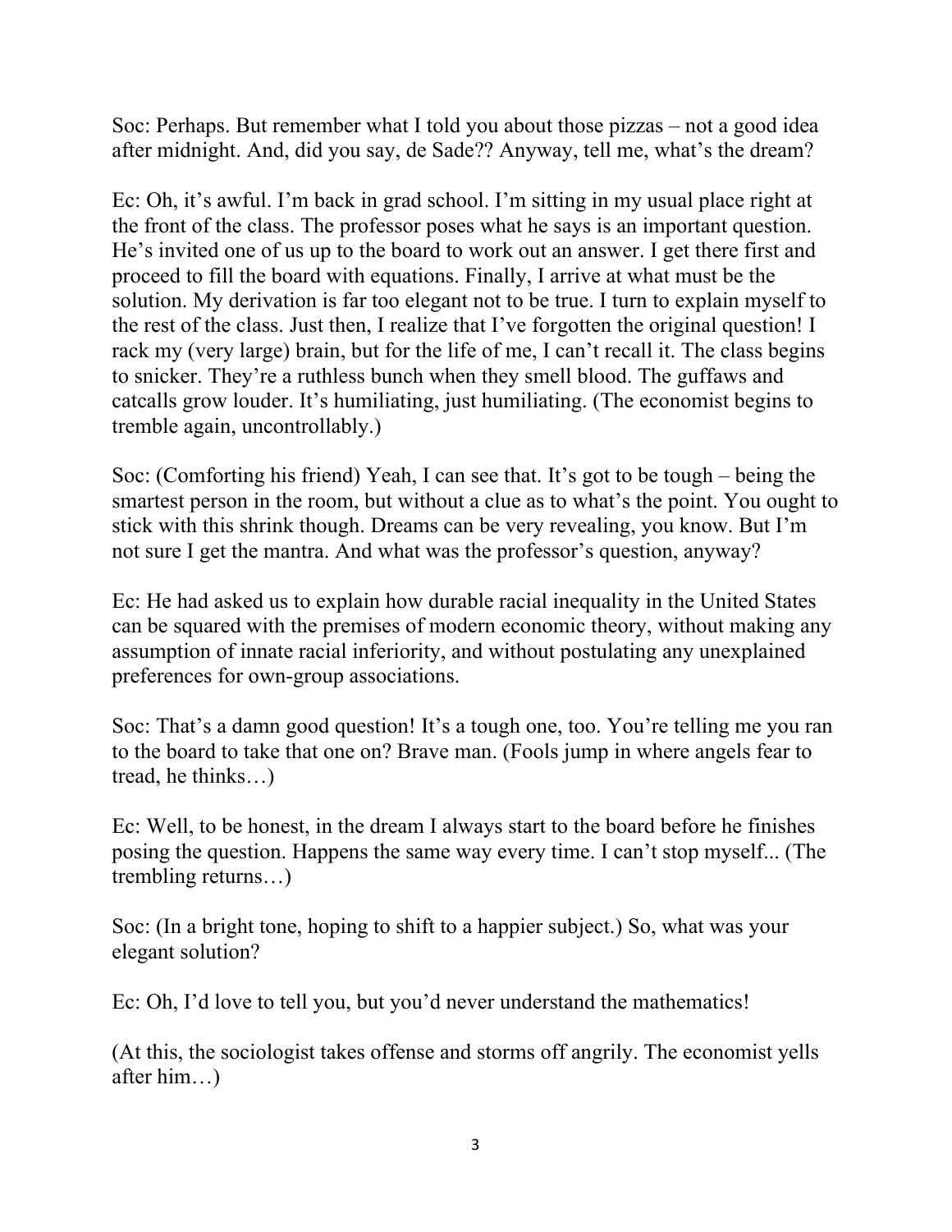Soc: Perhaps. But remember what I told you about those pizzas – not a good idea after midnight. And, did you say, de Sade?? Anyway, tell me, what's the dream?

Ec: Oh, it's awful. I'm back in grad school. I'm sitting in my usual place right at the front of the class. The professor poses what he says is an important question. He's invited one of us up to the board to work out an answer. I get there first and proceed to fill the board with equations. Finally, I arrive at what must be the solution. My derivation is far too elegant not to be true. I turn to explain myself to the rest of the class. Just then, I realize that I've forgotten the original question! I rack my (very large) brain, but for the life of me, I can't recall it. The class begins to snicker. They're a ruthless bunch when they smell blood. The guffaws and catcalls grow louder. It's humiliating, just humiliating. (The economist begins to tremble again, uncontrollably.)

Soc: (Comforting his friend) Yeah, I can see that. It's got to be tough – being the smartest person in the room, but without a clue as to what's the point. You ought to stick with this shrink though. Dreams can be very revealing, you know. But I'm not sure I get the mantra. And what was the professor's question, anyway?

Ec: He had asked us to explain how durable racial inequality in the United States can be squared with the premises of modern economic theory, without making any assumption of innate racial inferiority, and without postulating any unexplained preferences for own-group associations.

Soc: That's a damn good question! It's a tough one, too. You're telling me you ran to the board to take that one on? Brave man. (Fools jump in where angels fear to tread, he thinks…)

Ec: Well, to be honest, in the dream I always start to the board before he finishes posing the question. Happens the same way every time. I can't stop myself... (The trembling returns…)

Soc: (In a bright tone, hoping to shift to a happier subject.) So, what was your elegant solution?

Ec: Oh, I'd love to tell you, but you'd never understand the mathematics!

(At this, the sociologist takes offense and storms off angrily. The economist yells after him…)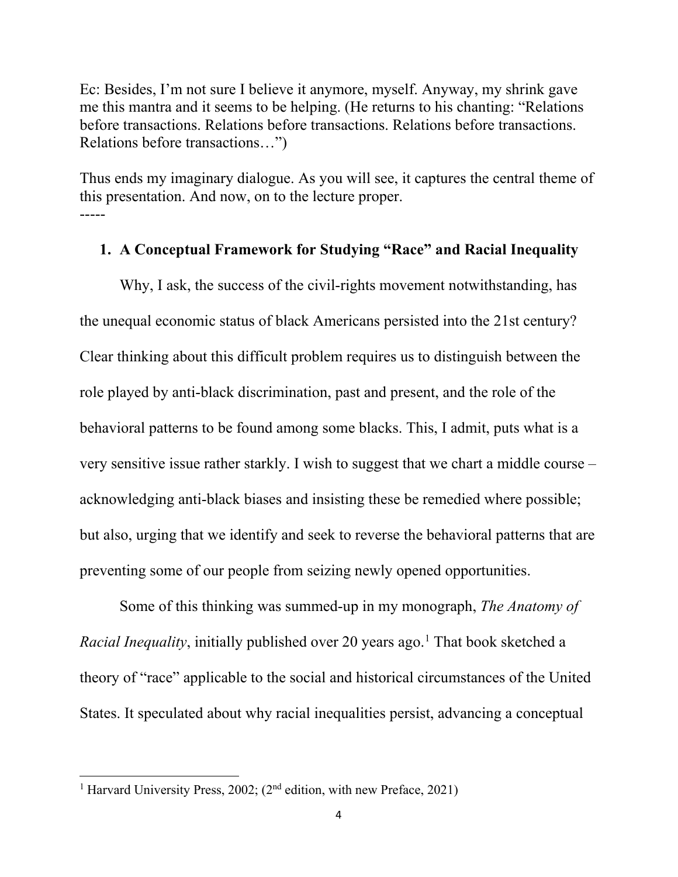Ec: Besides, I'm not sure I believe it anymore, myself. Anyway, my shrink gave me this mantra and it seems to be helping. (He returns to his chanting: "Relations before transactions. Relations before transactions. Relations before transactions. Relations before transactions…")

Thus ends my imaginary dialogue. As you will see, it captures the central theme of this presentation. And now, on to the lecture proper.

-----

## 1. A Conceptual Framework for Studying "Race" and Racial Inequality

Why, I ask, the success of the civil-rights movement notwithstanding, has the unequal economic status of black Americans persisted into the 21st century? Clear thinking about this difficult problem requires us to distinguish between the role played by anti-black discrimination, past and present, and the role of the behavioral patterns to be found among some blacks. This, I admit, puts what is a very sensitive issue rather starkly. I wish to suggest that we chart a middle course – acknowledging anti-black biases and insisting these be remedied where possible; but also, urging that we identify and seek to reverse the behavioral patterns that are preventing some of our people from seizing newly opened opportunities.

Some of this thinking was summed-up in my monograph, *The Anatomy of Racial Inequality*, initially published over 20 years ago.[1] That book sketched a theory of "race" applicable to the social and historical circumstances of the United States. It speculated about why racial inequalities persist, advancing a conceptual

---

[1] Harvard University Press, 2002; (2nd edition, with new Preface, 2021)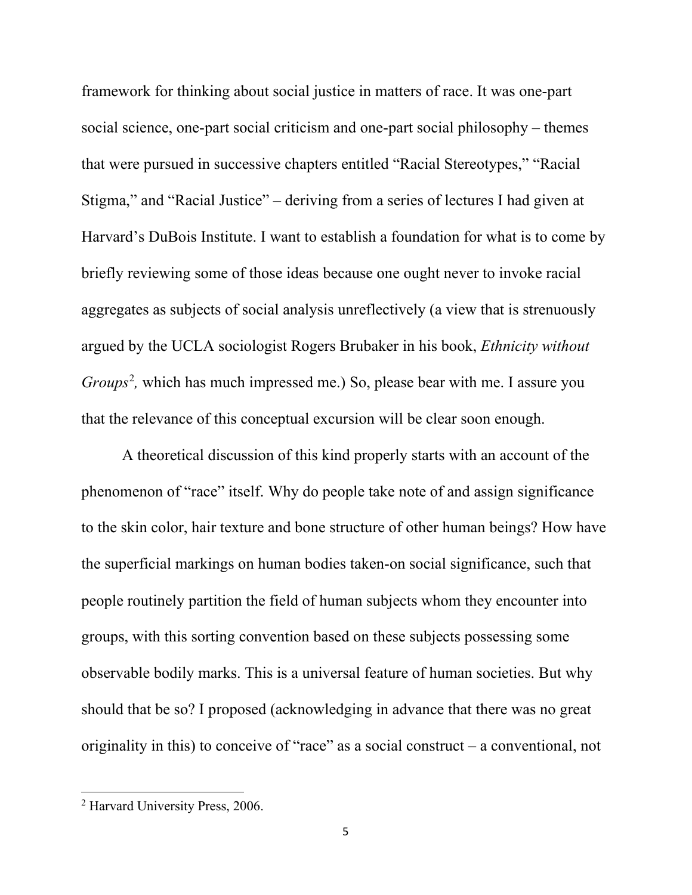framework for thinking about social justice in matters of race. It was one-part social science, one-part social criticism and one-part social philosophy – themes that were pursued in successive chapters entitled "Racial Stereotypes," "Racial Stigma," and "Racial Justice" – deriving from a series of lectures I had given at Harvard's DuBois Institute. I want to establish a foundation for what is to come by briefly reviewing some of those ideas because one ought never to invoke racial aggregates as subjects of social analysis unreflectively (a view that is strenuously argued by the UCLA sociologist Rogers Brubaker in his book, *Ethnicity without Groups*[2], which has much impressed me.) So, please bear with me. I assure you that the relevance of this conceptual excursion will be clear soon enough.

A theoretical discussion of this kind properly starts with an account of the phenomenon of "race" itself. Why do people take note of and assign significance to the skin color, hair texture and bone structure of other human beings? How have the superficial markings on human bodies taken-on social significance, such that people routinely partition the field of human subjects whom they encounter into groups, with this sorting convention based on these subjects possessing some observable bodily marks. This is a universal feature of human societies. But why should that be so? I proposed (acknowledging in advance that there was no great originality in this) to conceive of "race" as a social construct – a conventional, not

[2] Harvard University Press, 2006.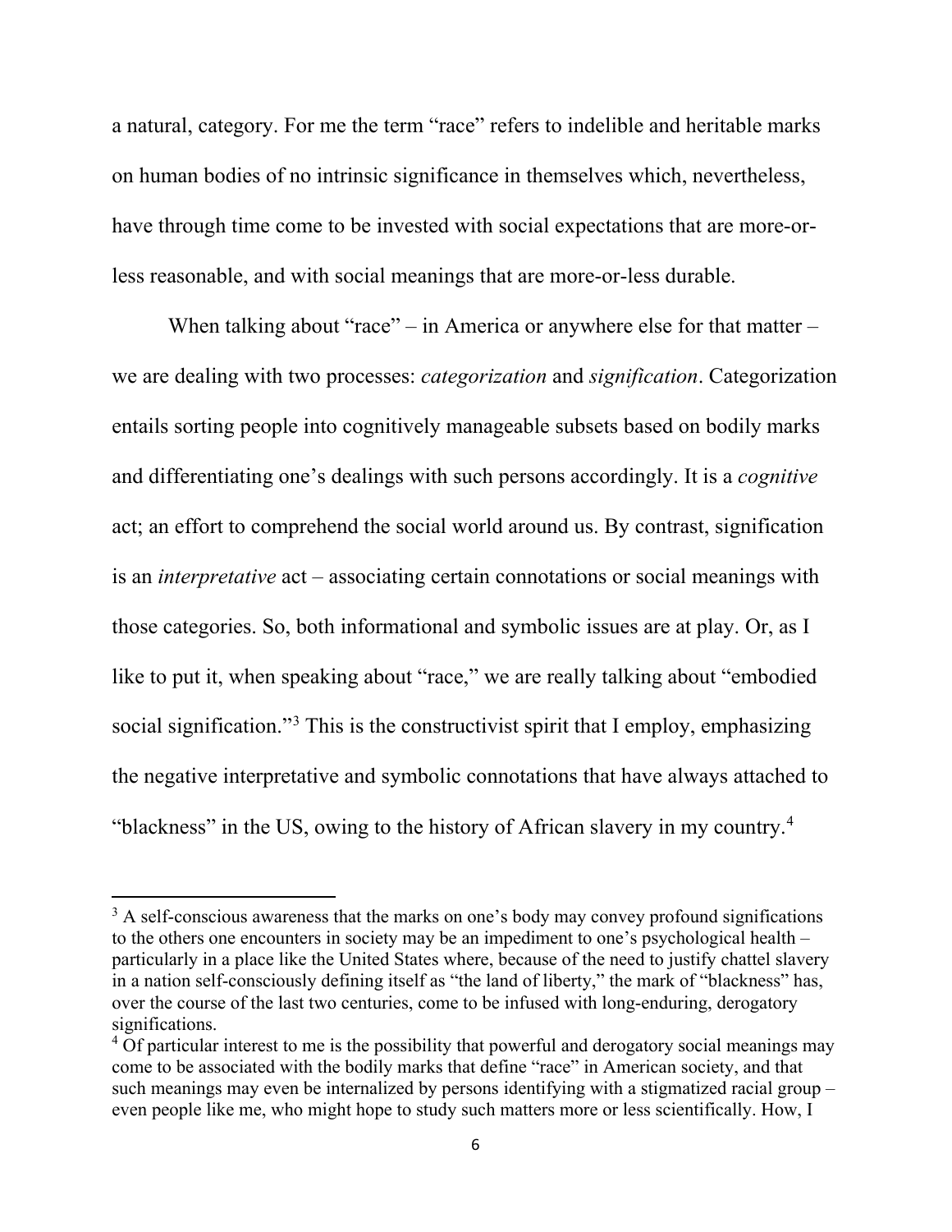a natural, category. For me the term "race" refers to indelible and heritable marks on human bodies of no intrinsic significance in themselves which, nevertheless, have through time come to be invested with social expectations that are more-or-less reasonable, and with social meanings that are more-or-less durable.

When talking about "race" – in America or anywhere else for that matter – we are dealing with two processes: *categorization* and *signification*. Categorization entails sorting people into cognitively manageable subsets based on bodily marks and differentiating one's dealings with such persons accordingly. It is a *cognitive* act; an effort to comprehend the social world around us. By contrast, signification is an *interpretative* act – associating certain connotations or social meanings with those categories. So, both informational and symbolic issues are at play. Or, as I like to put it, when speaking about "race," we are really talking about "embodied social signification."[3] This is the constructivist spirit that I employ, emphasizing the negative interpretative and symbolic connotations that have always attached to "blackness" in the US, owing to the history of African slavery in my country.[4]

[3] A self-conscious awareness that the marks on one's body may convey profound significations to the others one encounters in society may be an impediment to one's psychological health – particularly in a place like the United States where, because of the need to justify chattel slavery in a nation self-consciously defining itself as "the land of liberty," the mark of "blackness" has, over the course of the last two centuries, come to be infused with long-enduring, derogatory significations.

[4] Of particular interest to me is the possibility that powerful and derogatory social meanings may come to be associated with the bodily marks that define "race" in American society, and that such meanings may even be internalized by persons identifying with a stigmatized racial group – even people like me, who might hope to study such matters more or less scientifically. How, I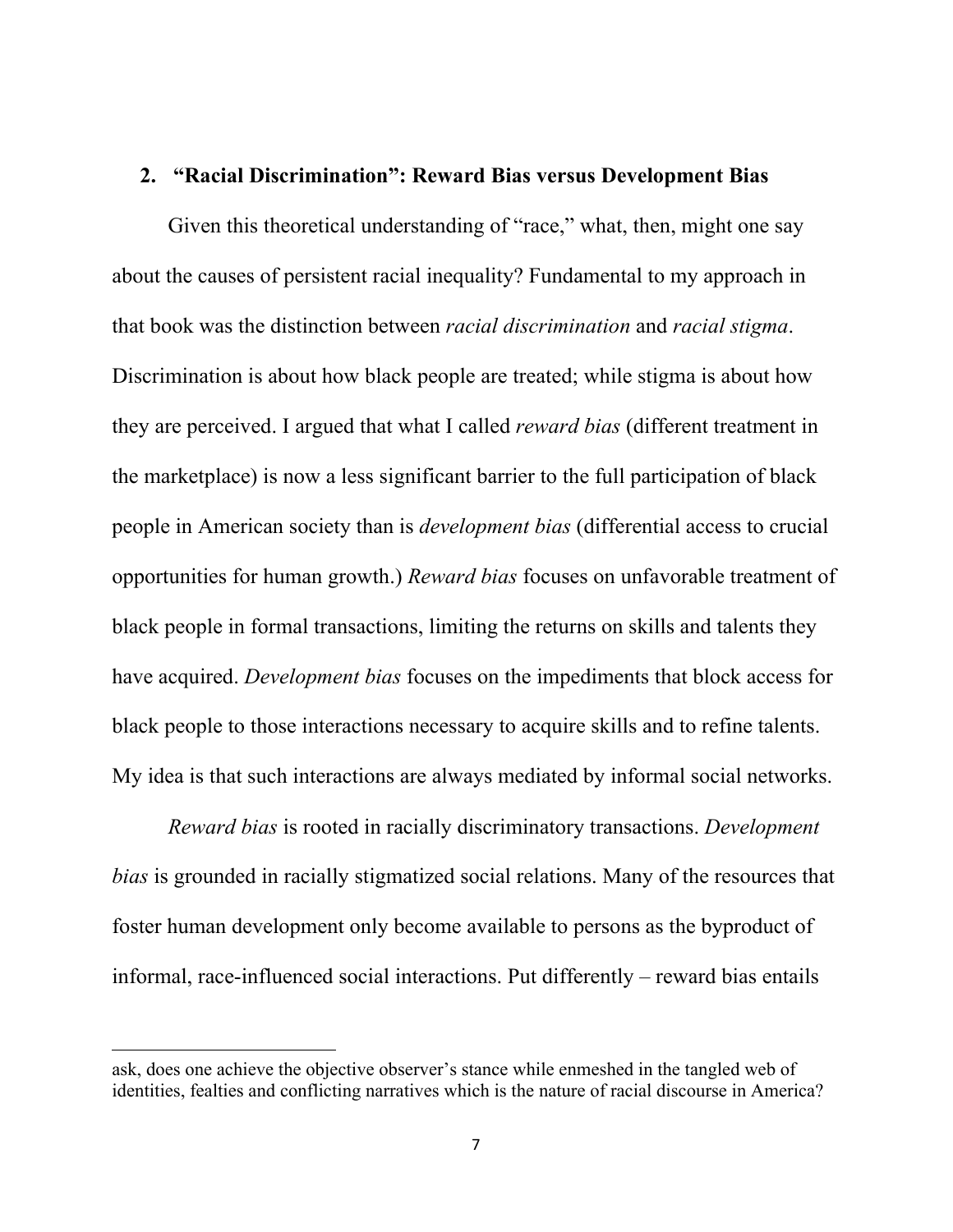## 2. "Racial Discrimination": Reward Bias versus Development Bias

Given this theoretical understanding of "race," what, then, might one say about the causes of persistent racial inequality? Fundamental to my approach in that book was the distinction between *racial discrimination* and *racial stigma*. Discrimination is about how black people are treated; while stigma is about how they are perceived. I argued that what I called *reward bias* (different treatment in the marketplace) is now a less significant barrier to the full participation of black people in American society than is *development bias* (differential access to crucial opportunities for human growth.) *Reward bias* focuses on unfavorable treatment of black people in formal transactions, limiting the returns on skills and talents they have acquired. *Development bias* focuses on the impediments that block access for black people to those interactions necessary to acquire skills and to refine talents. My idea is that such interactions are always mediated by informal social networks.

*Reward bias* is rooted in racially discriminatory transactions. *Development bias* is grounded in racially stigmatized social relations. Many of the resources that foster human development only become available to persons as the byproduct of informal, race-influenced social interactions. Put differently – reward bias entails

---

ask, does one achieve the objective observer's stance while enmeshed in the tangled web of identities, fealties and conflicting narratives which is the nature of racial discourse in America?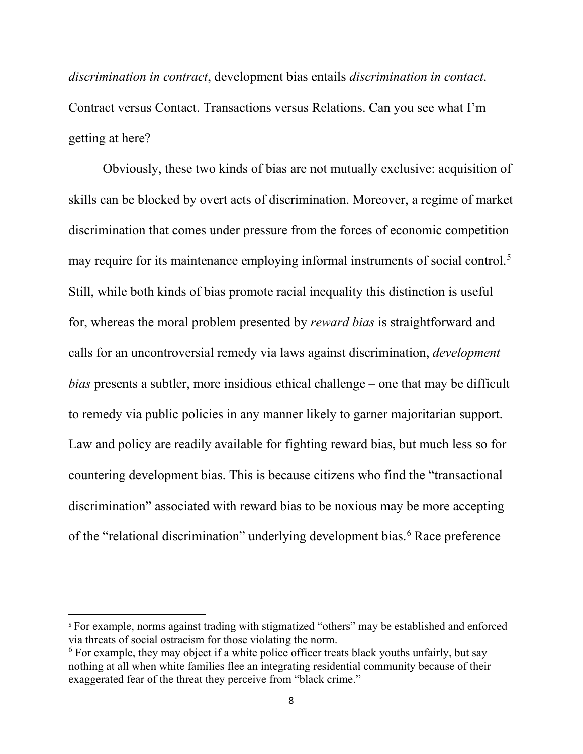*discrimination in contract*, development bias entails *discrimination in contact*. Contract versus Contact. Transactions versus Relations. Can you see what I'm getting at here?

Obviously, these two kinds of bias are not mutually exclusive: acquisition of skills can be blocked by overt acts of discrimination. Moreover, a regime of market discrimination that comes under pressure from the forces of economic competition may require for its maintenance employing informal instruments of social control.[5] Still, while both kinds of bias promote racial inequality this distinction is useful for, whereas the moral problem presented by *reward bias* is straightforward and calls for an uncontroversial remedy via laws against discrimination, *development bias* presents a subtler, more insidious ethical challenge – one that may be difficult to remedy via public policies in any manner likely to garner majoritarian support. Law and policy are readily available for fighting reward bias, but much less so for countering development bias. This is because citizens who find the "transactional discrimination" associated with reward bias to be noxious may be more accepting of the "relational discrimination" underlying development bias.[6] Race preference

---

[5] For example, norms against trading with stigmatized "others" may be established and enforced via threats of social ostracism for those violating the norm.

[6] For example, they may object if a white police officer treats black youths unfairly, but say nothing at all when white families flee an integrating residential community because of their exaggerated fear of the threat they perceive from "black crime."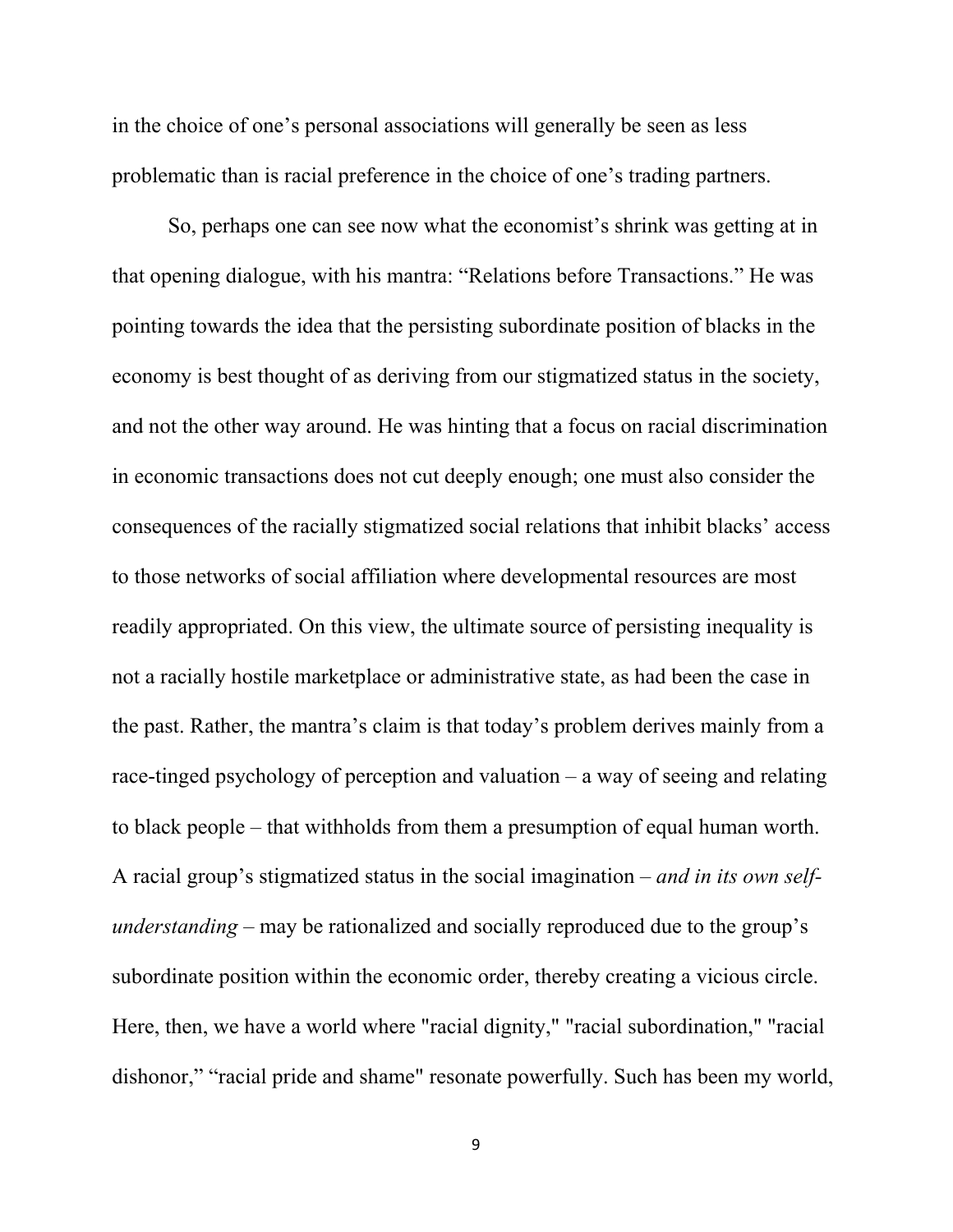in the choice of one's personal associations will generally be seen as less problematic than is racial preference in the choice of one's trading partners.

So, perhaps one can see now what the economist's shrink was getting at in that opening dialogue, with his mantra: "Relations before Transactions." He was pointing towards the idea that the persisting subordinate position of blacks in the economy is best thought of as deriving from our stigmatized status in the society, and not the other way around. He was hinting that a focus on racial discrimination in economic transactions does not cut deeply enough; one must also consider the consequences of the racially stigmatized social relations that inhibit blacks' access to those networks of social affiliation where developmental resources are most readily appropriated. On this view, the ultimate source of persisting inequality is not a racially hostile marketplace or administrative state, as had been the case in the past. Rather, the mantra's claim is that today's problem derives mainly from a race-tinged psychology of perception and valuation – a way of seeing and relating to black people – that withholds from them a presumption of equal human worth. A racial group's stigmatized status in the social imagination – *and in its own self-understanding* – may be rationalized and socially reproduced due to the group's subordinate position within the economic order, thereby creating a vicious circle. Here, then, we have a world where "racial dignity," "racial subordination," "racial dishonor," "racial pride and shame" resonate powerfully. Such has been my world,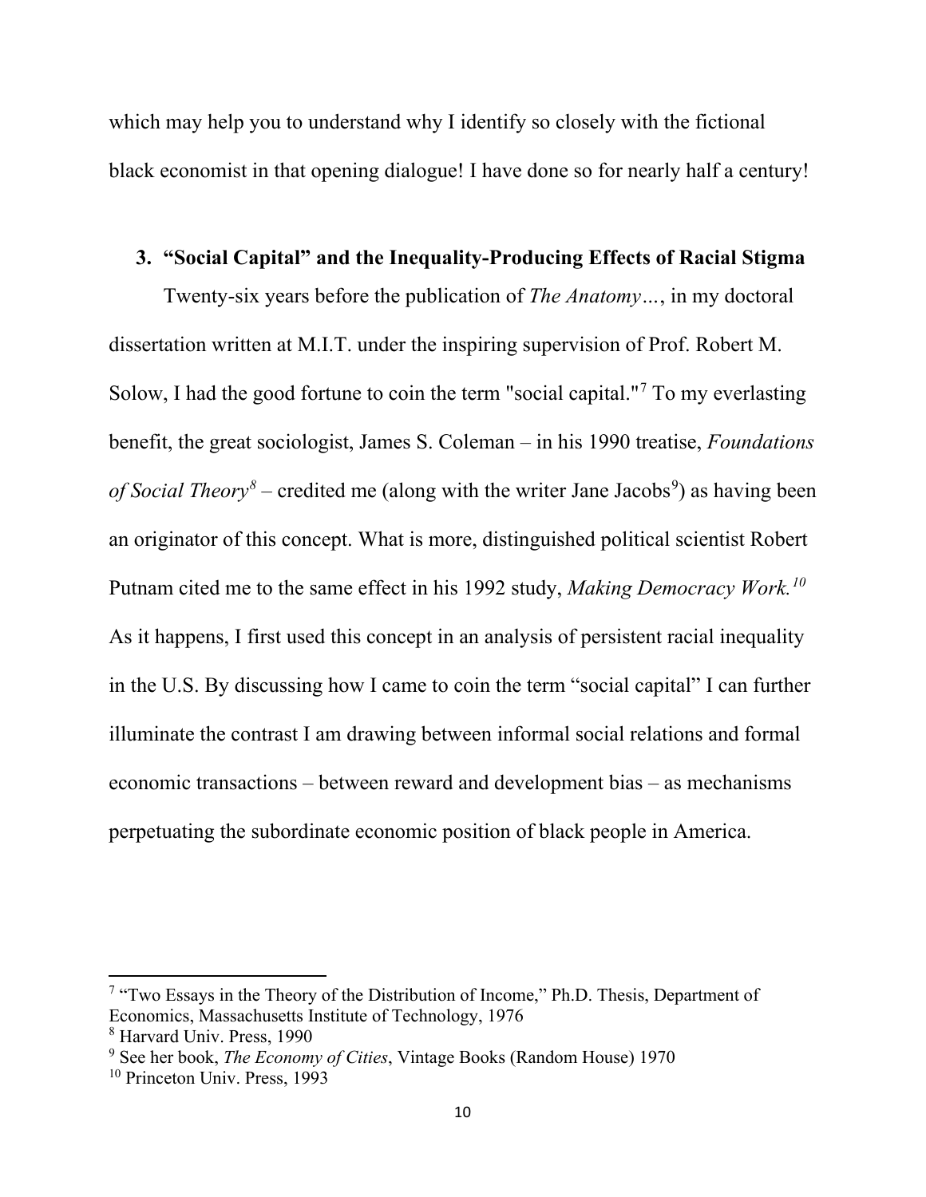which may help you to understand why I identify so closely with the fictional black economist in that opening dialogue! I have done so for nearly half a century!

### 3. "Social Capital" and the Inequality-Producing Effects of Racial Stigma

Twenty-six years before the publication of *The Anatomy…*, in my doctoral dissertation written at M.I.T. under the inspiring supervision of Prof. Robert M. Solow, I had the good fortune to coin the term "social capital."[7] To my everlasting benefit, the great sociologist, James S. Coleman – in his 1990 treatise, *Foundations of Social Theory*[8] – credited me (along with the writer Jane Jacobs[9]) as having been an originator of this concept. What is more, distinguished political scientist Robert Putnam cited me to the same effect in his 1992 study, *Making Democracy Work.*[10] As it happens, I first used this concept in an analysis of persistent racial inequality in the U.S. By discussing how I came to coin the term "social capital" I can further illuminate the contrast I am drawing between informal social relations and formal economic transactions – between reward and development bias – as mechanisms perpetuating the subordinate economic position of black people in America.

---

[7] "Two Essays in the Theory of the Distribution of Income," Ph.D. Thesis, Department of Economics, Massachusetts Institute of Technology, 1976

[8] Harvard Univ. Press, 1990

[9] See her book, *The Economy of Cities*, Vintage Books (Random House) 1970

[10] Princeton Univ. Press, 1993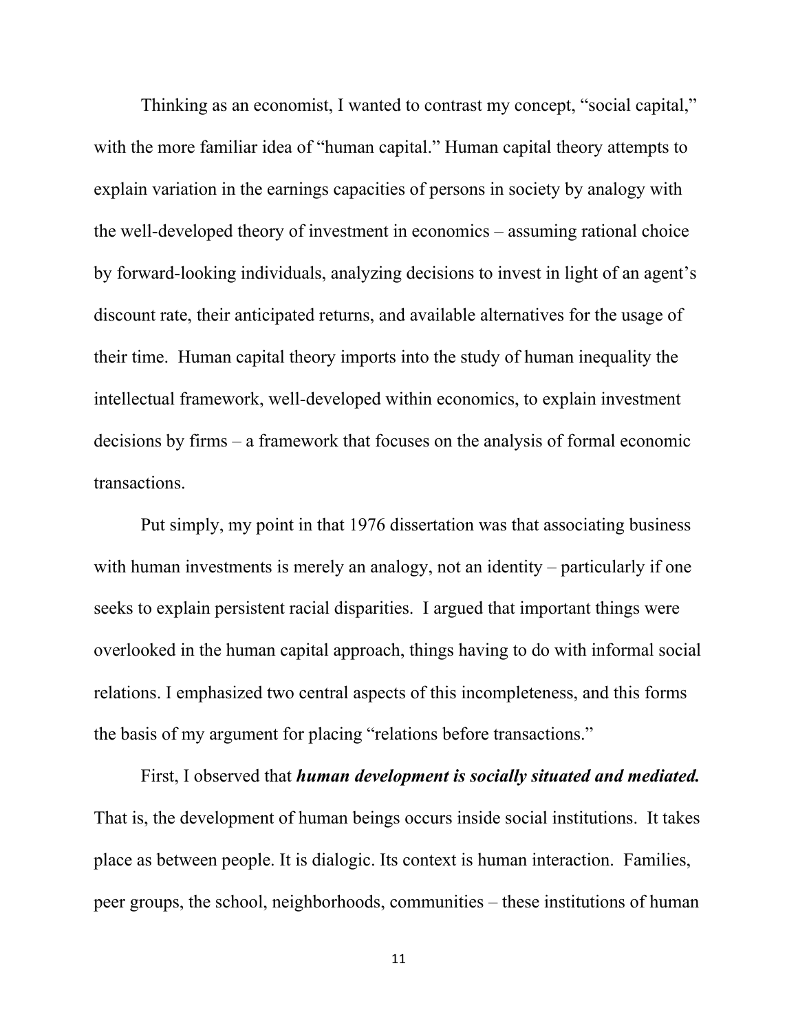Thinking as an economist, I wanted to contrast my concept, "social capital," with the more familiar idea of "human capital." Human capital theory attempts to explain variation in the earnings capacities of persons in society by analogy with the well-developed theory of investment in economics – assuming rational choice by forward-looking individuals, analyzing decisions to invest in light of an agent's discount rate, their anticipated returns, and available alternatives for the usage of their time. Human capital theory imports into the study of human inequality the intellectual framework, well-developed within economics, to explain investment decisions by firms – a framework that focuses on the analysis of formal economic transactions.

Put simply, my point in that 1976 dissertation was that associating business with human investments is merely an analogy, not an identity – particularly if one seeks to explain persistent racial disparities. I argued that important things were overlooked in the human capital approach, things having to do with informal social relations. I emphasized two central aspects of this incompleteness, and this forms the basis of my argument for placing "relations before transactions."

First, I observed that ***human development is socially situated and mediated.*** That is, the development of human beings occurs inside social institutions. It takes place as between people. It is dialogic. Its context is human interaction. Families, peer groups, the school, neighborhoods, communities – these institutions of human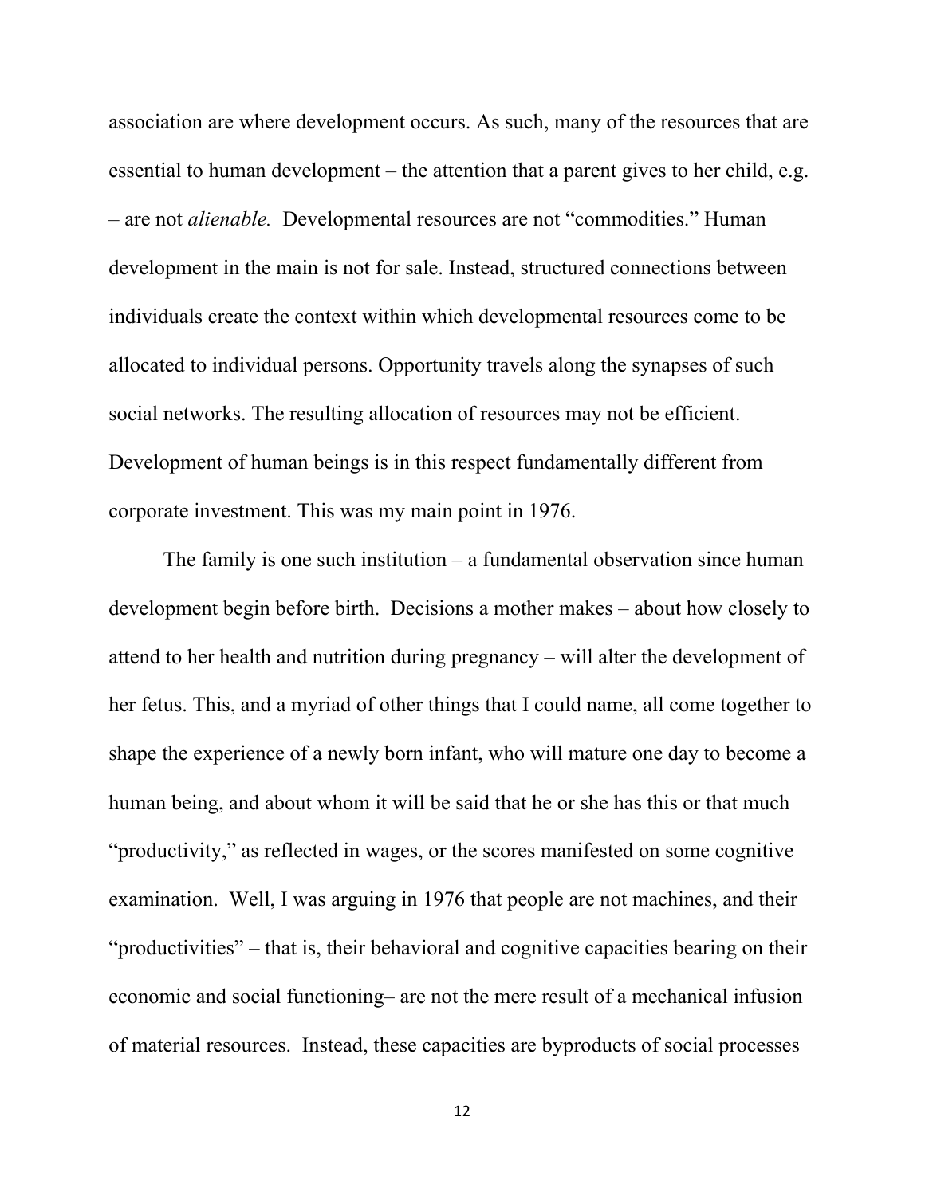association are where development occurs. As such, many of the resources that are essential to human development – the attention that a parent gives to her child, e.g. – are not *alienable.* Developmental resources are not "commodities." Human development in the main is not for sale. Instead, structured connections between individuals create the context within which developmental resources come to be allocated to individual persons. Opportunity travels along the synapses of such social networks. The resulting allocation of resources may not be efficient. Development of human beings is in this respect fundamentally different from corporate investment. This was my main point in 1976.

The family is one such institution – a fundamental observation since human development begin before birth. Decisions a mother makes – about how closely to attend to her health and nutrition during pregnancy – will alter the development of her fetus. This, and a myriad of other things that I could name, all come together to shape the experience of a newly born infant, who will mature one day to become a human being, and about whom it will be said that he or she has this or that much "productivity," as reflected in wages, or the scores manifested on some cognitive examination. Well, I was arguing in 1976 that people are not machines, and their "productivities" – that is, their behavioral and cognitive capacities bearing on their economic and social functioning– are not the mere result of a mechanical infusion of material resources. Instead, these capacities are byproducts of social processes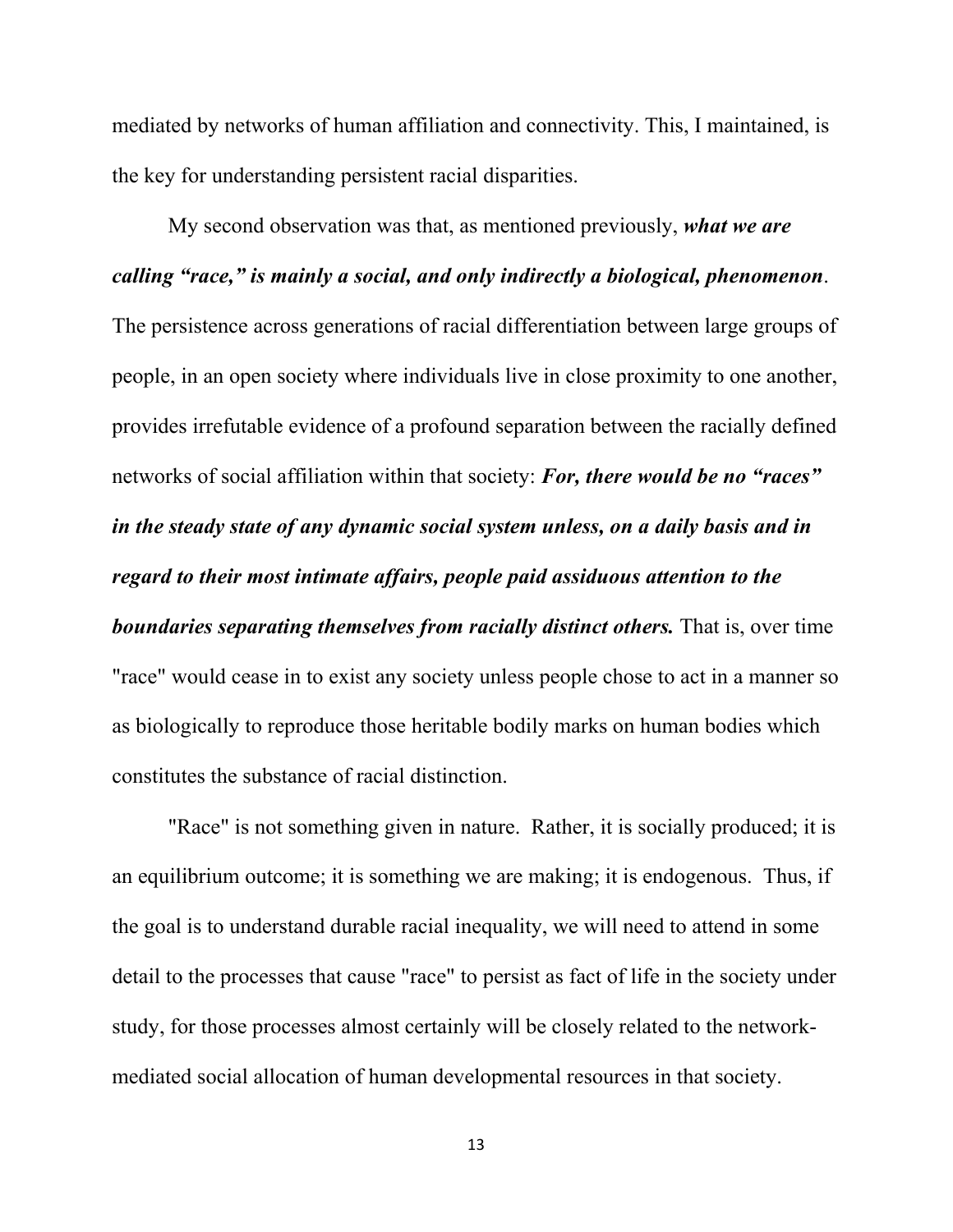mediated by networks of human affiliation and connectivity. This, I maintained, is the key for understanding persistent racial disparities.

My second observation was that, as mentioned previously, ***what we are calling "race," is mainly a social, and only indirectly a biological, phenomenon***. The persistence across generations of racial differentiation between large groups of people, in an open society where individuals live in close proximity to one another, provides irrefutable evidence of a profound separation between the racially defined networks of social affiliation within that society: ***For, there would be no "races" in the steady state of any dynamic social system unless, on a daily basis and in regard to their most intimate affairs, people paid assiduous attention to the boundaries separating themselves from racially distinct others.*** That is, over time "race" would cease in to exist any society unless people chose to act in a manner so as biologically to reproduce those heritable bodily marks on human bodies which constitutes the substance of racial distinction.

"Race" is not something given in nature. Rather, it is socially produced; it is an equilibrium outcome; it is something we are making; it is endogenous. Thus, if the goal is to understand durable racial inequality, we will need to attend in some detail to the processes that cause "race" to persist as fact of life in the society under study, for those processes almost certainly will be closely related to the network-mediated social allocation of human developmental resources in that society.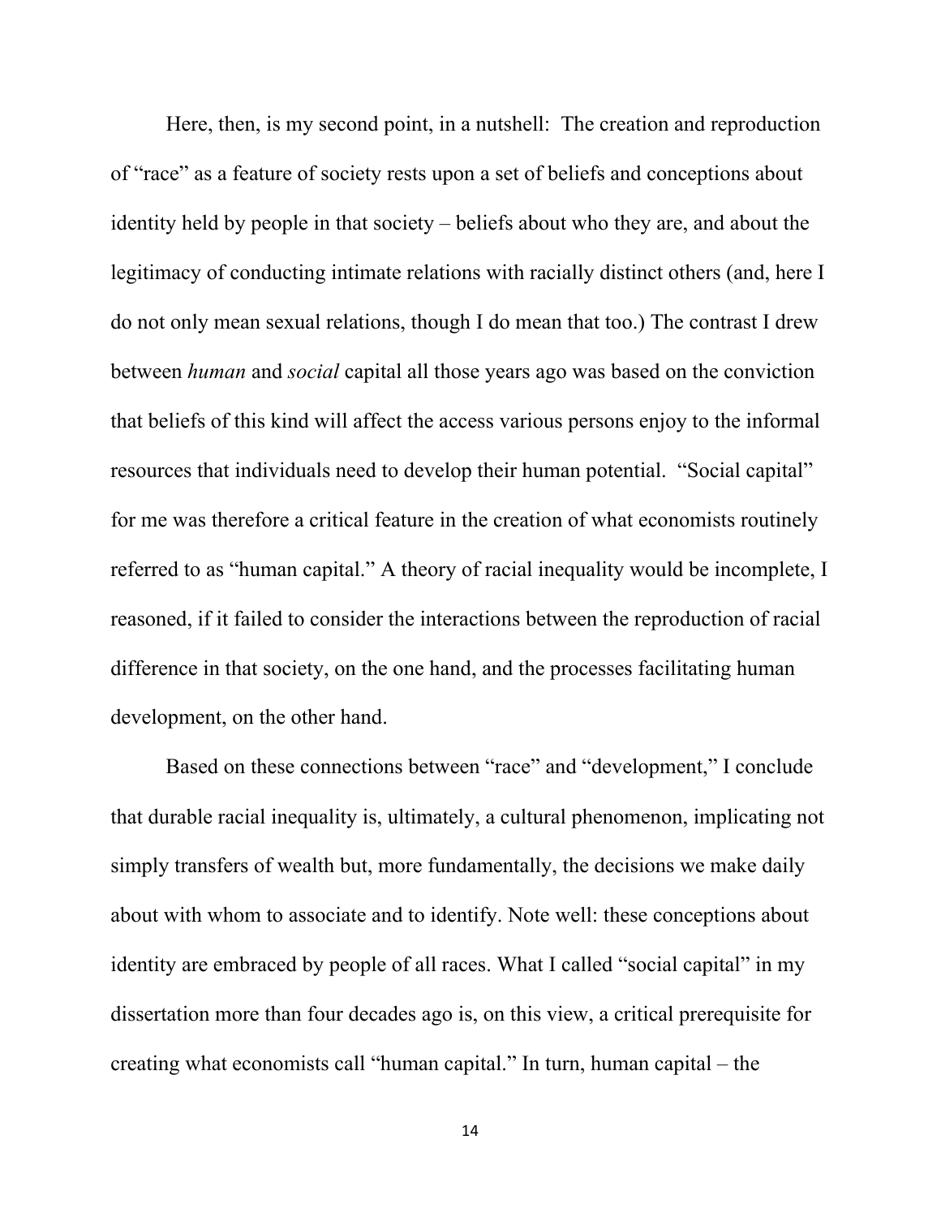Here, then, is my second point, in a nutshell: The creation and reproduction of "race" as a feature of society rests upon a set of beliefs and conceptions about identity held by people in that society – beliefs about who they are, and about the legitimacy of conducting intimate relations with racially distinct others (and, here I do not only mean sexual relations, though I do mean that too.) The contrast I drew between *human* and *social* capital all those years ago was based on the conviction that beliefs of this kind will affect the access various persons enjoy to the informal resources that individuals need to develop their human potential. "Social capital" for me was therefore a critical feature in the creation of what economists routinely referred to as "human capital." A theory of racial inequality would be incomplete, I reasoned, if it failed to consider the interactions between the reproduction of racial difference in that society, on the one hand, and the processes facilitating human development, on the other hand.

Based on these connections between "race" and "development," I conclude that durable racial inequality is, ultimately, a cultural phenomenon, implicating not simply transfers of wealth but, more fundamentally, the decisions we make daily about with whom to associate and to identify. Note well: these conceptions about identity are embraced by people of all races. What I called "social capital" in my dissertation more than four decades ago is, on this view, a critical prerequisite for creating what economists call "human capital." In turn, human capital – the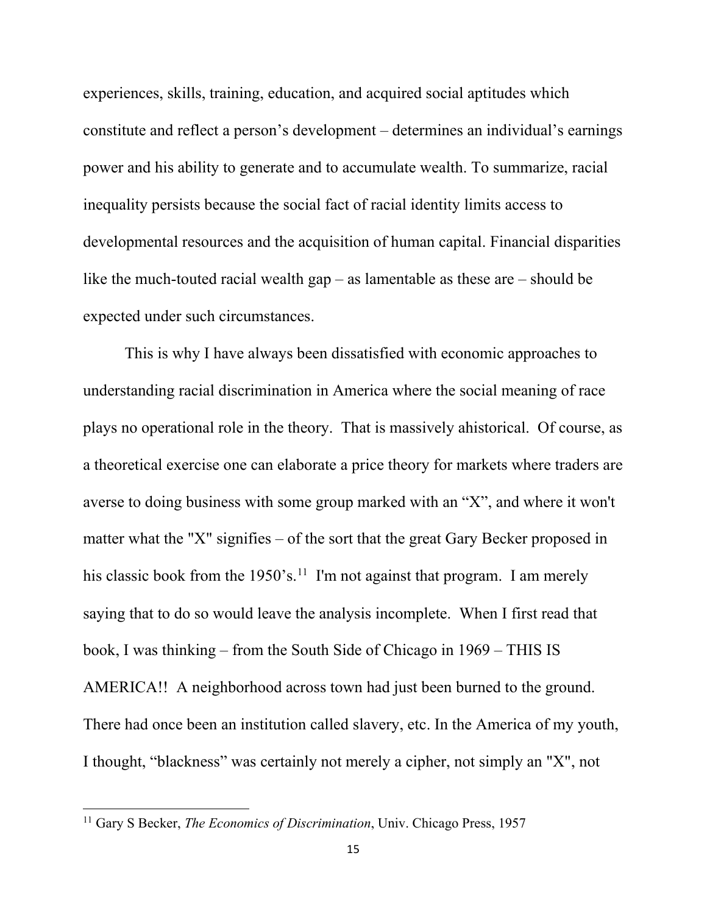experiences, skills, training, education, and acquired social aptitudes which constitute and reflect a person's development – determines an individual's earnings power and his ability to generate and to accumulate wealth. To summarize, racial inequality persists because the social fact of racial identity limits access to developmental resources and the acquisition of human capital. Financial disparities like the much-touted racial wealth gap – as lamentable as these are – should be expected under such circumstances.

This is why I have always been dissatisfied with economic approaches to understanding racial discrimination in America where the social meaning of race plays no operational role in the theory. That is massively ahistorical. Of course, as a theoretical exercise one can elaborate a price theory for markets where traders are averse to doing business with some group marked with an "X", and where it won't matter what the "X" signifies – of the sort that the great Gary Becker proposed in his classic book from the 1950's.[11] I'm not against that program. I am merely saying that to do so would leave the analysis incomplete. When I first read that book, I was thinking – from the South Side of Chicago in 1969 – THIS IS AMERICA!! A neighborhood across town had just been burned to the ground. There had once been an institution called slavery, etc. In the America of my youth, I thought, "blackness" was certainly not merely a cipher, not simply an "X", not

[11] Gary S Becker, *The Economics of Discrimination*, Univ. Chicago Press, 1957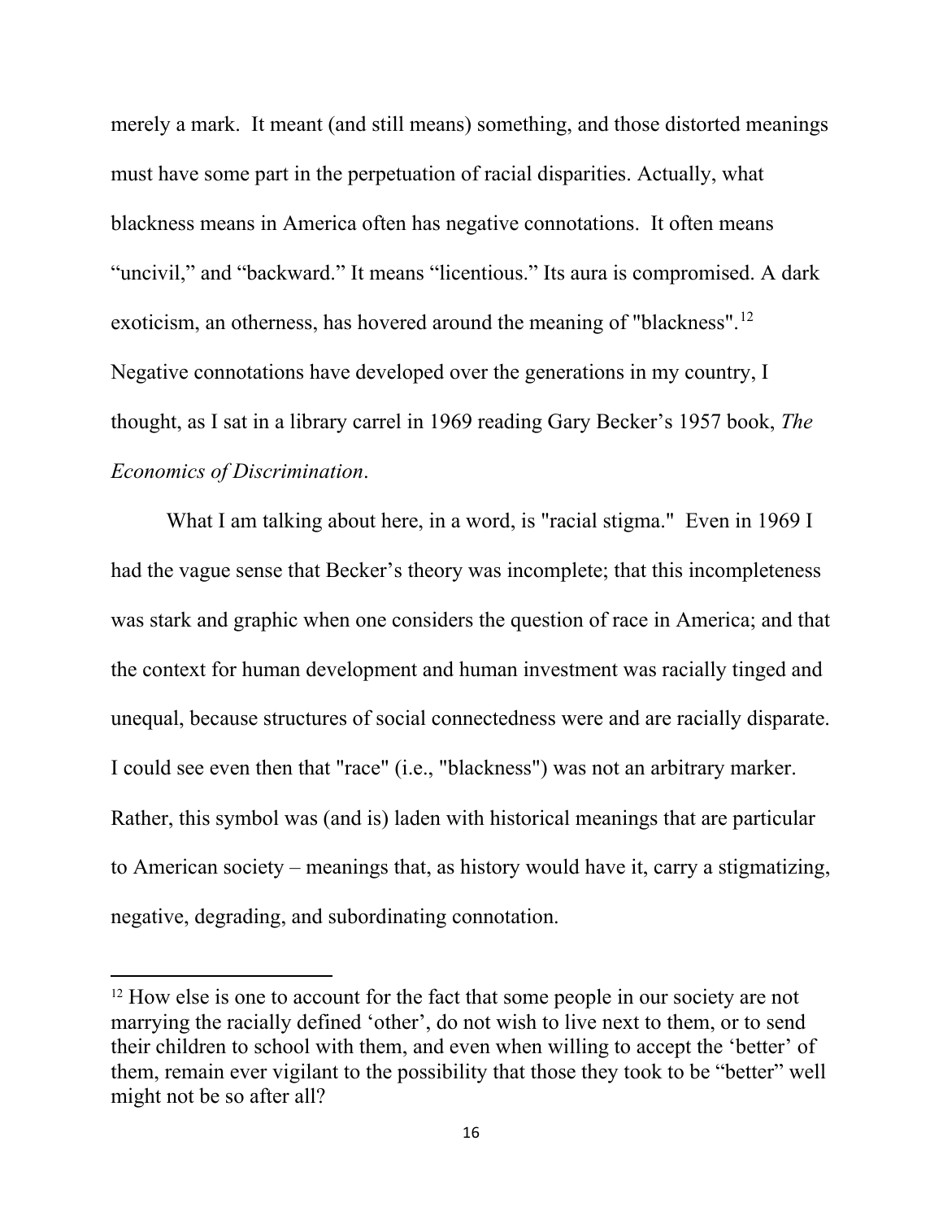merely a mark. It meant (and still means) something, and those distorted meanings must have some part in the perpetuation of racial disparities. Actually, what blackness means in America often has negative connotations. It often means "uncivil," and "backward." It means "licentious." Its aura is compromised. A dark exoticism, an otherness, has hovered around the meaning of "blackness".[12] Negative connotations have developed over the generations in my country, I thought, as I sat in a library carrel in 1969 reading Gary Becker's 1957 book, *The Economics of Discrimination*.

What I am talking about here, in a word, is "racial stigma." Even in 1969 I had the vague sense that Becker's theory was incomplete; that this incompleteness was stark and graphic when one considers the question of race in America; and that the context for human development and human investment was racially tinged and unequal, because structures of social connectedness were and are racially disparate. I could see even then that "race" (i.e., "blackness") was not an arbitrary marker. Rather, this symbol was (and is) laden with historical meanings that are particular to American society – meanings that, as history would have it, carry a stigmatizing, negative, degrading, and subordinating connotation.

---

[12] How else is one to account for the fact that some people in our society are not marrying the racially defined 'other', do not wish to live next to them, or to send their children to school with them, and even when willing to accept the 'better' of them, remain ever vigilant to the possibility that those they took to be "better" well might not be so after all?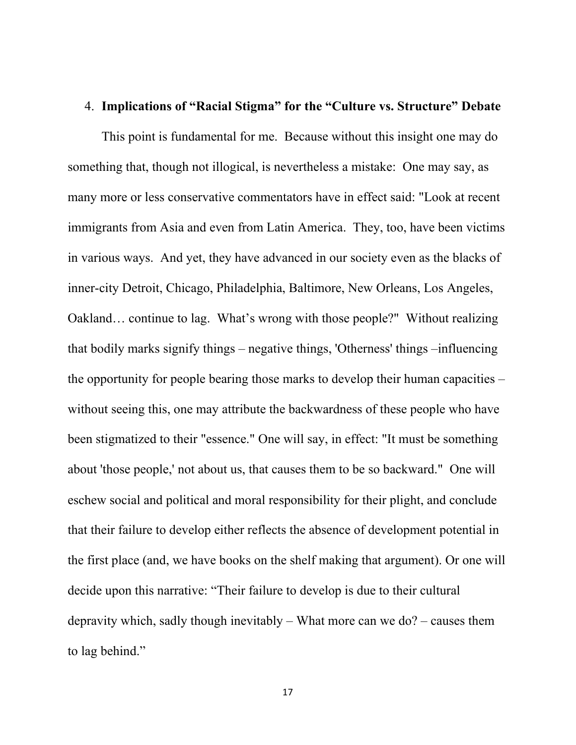4. **Implications of "Racial Stigma" for the "Culture vs. Structure" Debate**

This point is fundamental for me. Because without this insight one may do something that, though not illogical, is nevertheless a mistake: One may say, as many more or less conservative commentators have in effect said: "Look at recent immigrants from Asia and even from Latin America. They, too, have been victims in various ways. And yet, they have advanced in our society even as the blacks of inner-city Detroit, Chicago, Philadelphia, Baltimore, New Orleans, Los Angeles, Oakland… continue to lag. What's wrong with those people?" Without realizing that bodily marks signify things – negative things, 'Otherness' things –influencing the opportunity for people bearing those marks to develop their human capacities – without seeing this, one may attribute the backwardness of these people who have been stigmatized to their "essence." One will say, in effect: "It must be something about 'those people,' not about us, that causes them to be so backward." One will eschew social and political and moral responsibility for their plight, and conclude that their failure to develop either reflects the absence of development potential in the first place (and, we have books on the shelf making that argument). Or one will decide upon this narrative: "Their failure to develop is due to their cultural depravity which, sadly though inevitably – What more can we do? – causes them to lag behind."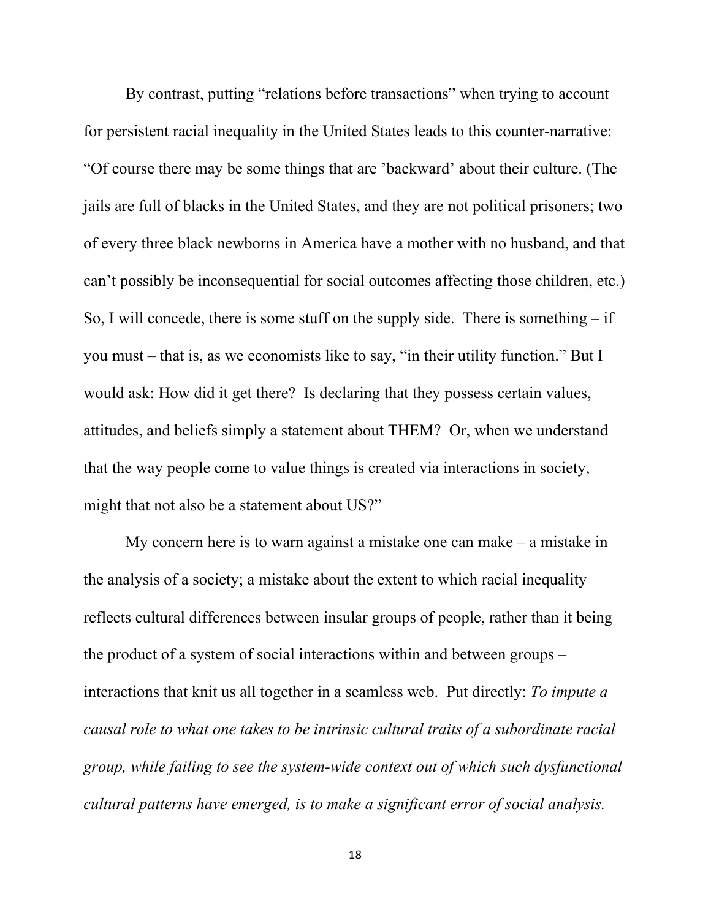By contrast, putting "relations before transactions" when trying to account for persistent racial inequality in the United States leads to this counter-narrative: "Of course there may be some things that are 'backward' about their culture. (The jails are full of blacks in the United States, and they are not political prisoners; two of every three black newborns in America have a mother with no husband, and that can't possibly be inconsequential for social outcomes affecting those children, etc.) So, I will concede, there is some stuff on the supply side. There is something – if you must – that is, as we economists like to say, "in their utility function." But I would ask: How did it get there? Is declaring that they possess certain values, attitudes, and beliefs simply a statement about THEM? Or, when we understand that the way people come to value things is created via interactions in society, might that not also be a statement about US?"

My concern here is to warn against a mistake one can make – a mistake in the analysis of a society; a mistake about the extent to which racial inequality reflects cultural differences between insular groups of people, rather than it being the product of a system of social interactions within and between groups – interactions that knit us all together in a seamless web. Put directly: *To impute a causal role to what one takes to be intrinsic cultural traits of a subordinate racial group, while failing to see the system-wide context out of which such dysfunctional cultural patterns have emerged, is to make a significant error of social analysis.*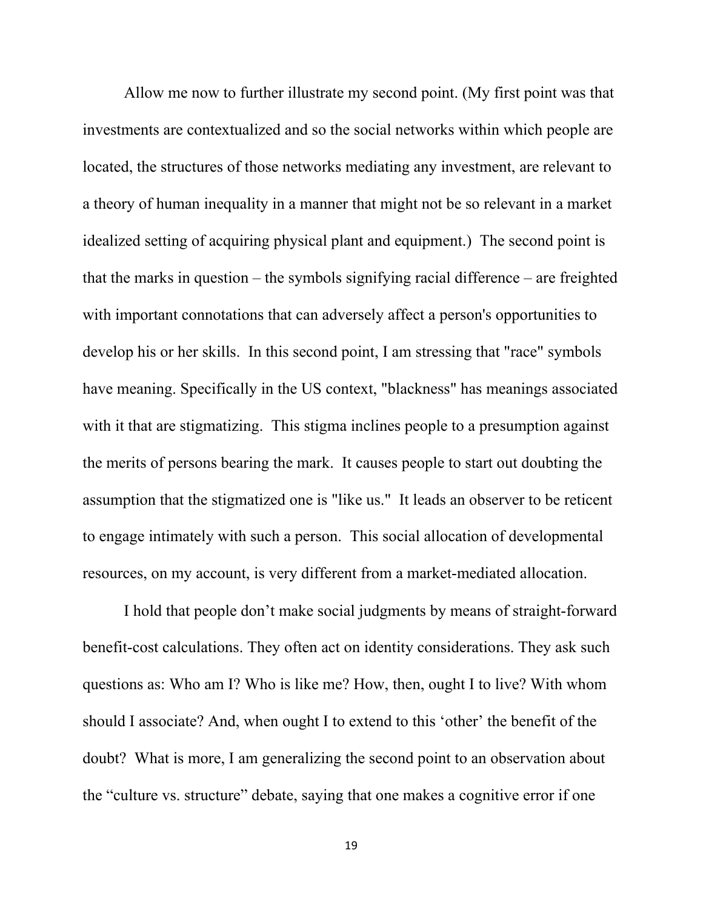Allow me now to further illustrate my second point. (My first point was that investments are contextualized and so the social networks within which people are located, the structures of those networks mediating any investment, are relevant to a theory of human inequality in a manner that might not be so relevant in a market idealized setting of acquiring physical plant and equipment.) The second point is that the marks in question – the symbols signifying racial difference – are freighted with important connotations that can adversely affect a person's opportunities to develop his or her skills. In this second point, I am stressing that "race" symbols have meaning. Specifically in the US context, "blackness" has meanings associated with it that are stigmatizing. This stigma inclines people to a presumption against the merits of persons bearing the mark. It causes people to start out doubting the assumption that the stigmatized one is "like us." It leads an observer to be reticent to engage intimately with such a person. This social allocation of developmental resources, on my account, is very different from a market-mediated allocation.

I hold that people don't make social judgments by means of straight-forward benefit-cost calculations. They often act on identity considerations. They ask such questions as: Who am I? Who is like me? How, then, ought I to live? With whom should I associate? And, when ought I to extend to this 'other' the benefit of the doubt? What is more, I am generalizing the second point to an observation about the "culture vs. structure" debate, saying that one makes a cognitive error if one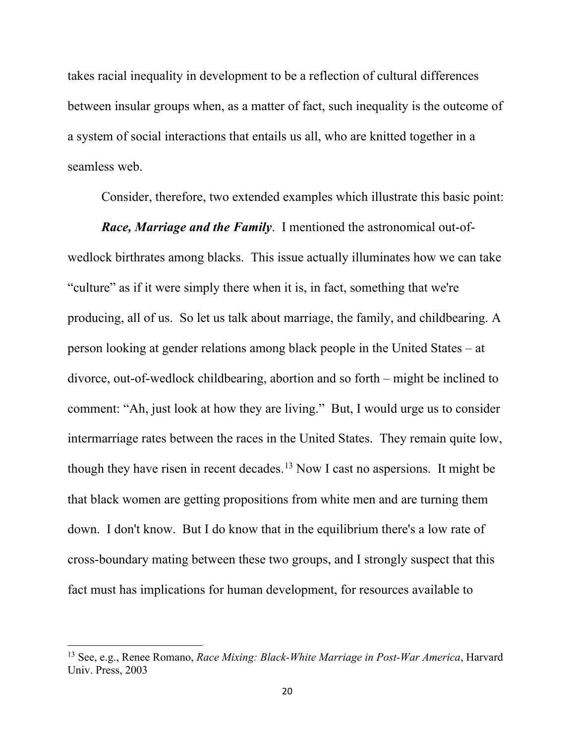takes racial inequality in development to be a reflection of cultural differences between insular groups when, as a matter of fact, such inequality is the outcome of a system of social interactions that entails us all, who are knitted together in a seamless web.

Consider, therefore, two extended examples which illustrate this basic point:

***Race, Marriage and the Family***. I mentioned the astronomical out-of-wedlock birthrates among blacks. This issue actually illuminates how we can take "culture" as if it were simply there when it is, in fact, something that we're producing, all of us. So let us talk about marriage, the family, and childbearing. A person looking at gender relations among black people in the United States – at divorce, out-of-wedlock childbearing, abortion and so forth – might be inclined to comment: "Ah, just look at how they are living." But, I would urge us to consider intermarriage rates between the races in the United States. They remain quite low, though they have risen in recent decades.[13] Now I cast no aspersions. It might be that black women are getting propositions from white men and are turning them down. I don't know. But I do know that in the equilibrium there's a low rate of cross-boundary mating between these two groups, and I strongly suspect that this fact must has implications for human development, for resources available to

---

[13] See, e.g., Renee Romano, *Race Mixing: Black-White Marriage in Post-War America*, Harvard Univ. Press, 2003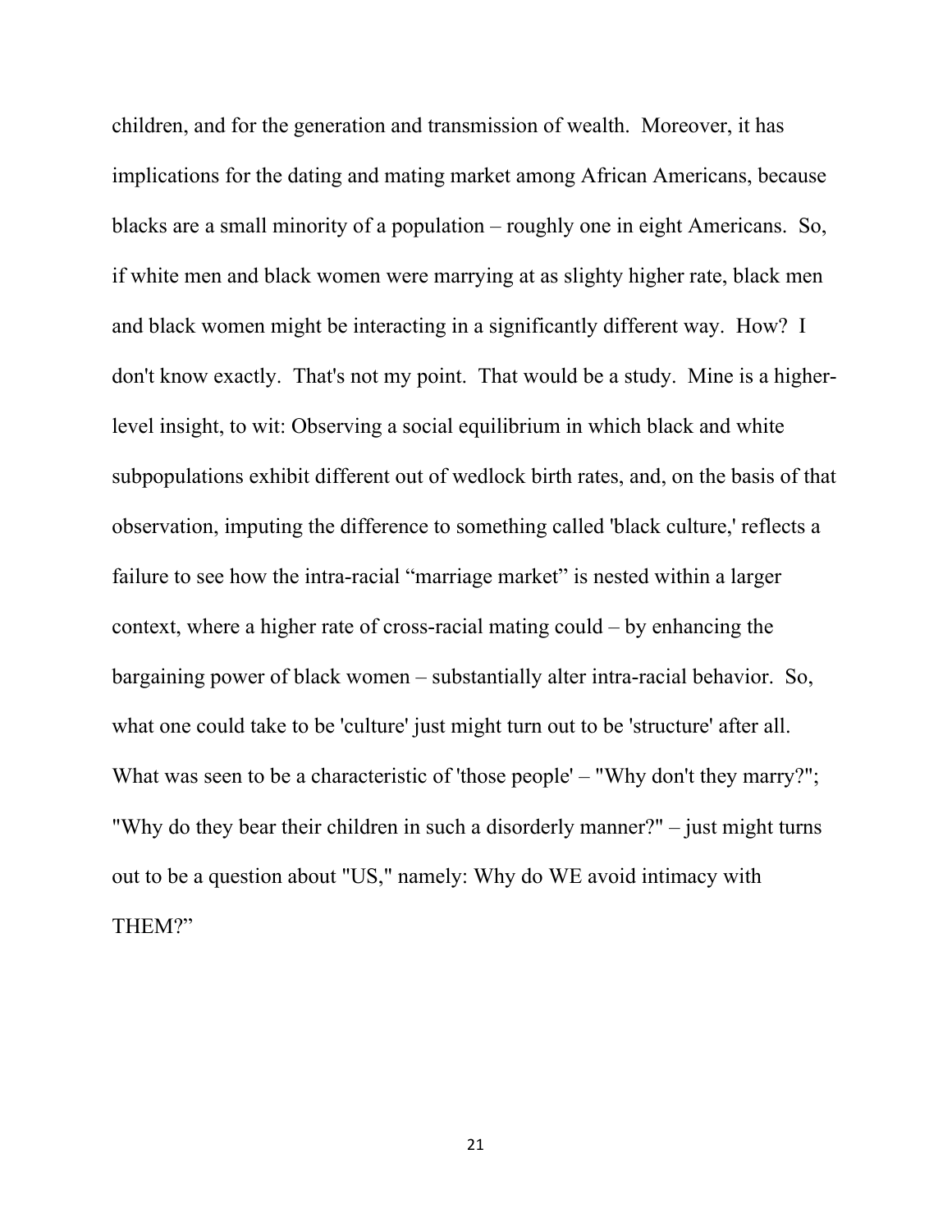children, and for the generation and transmission of wealth. Moreover, it has implications for the dating and mating market among African Americans, because blacks are a small minority of a population – roughly one in eight Americans. So, if white men and black women were marrying at as slighty higher rate, black men and black women might be interacting in a significantly different way. How? I don't know exactly. That's not my point. That would be a study. Mine is a higher-level insight, to wit: Observing a social equilibrium in which black and white subpopulations exhibit different out of wedlock birth rates, and, on the basis of that observation, imputing the difference to something called 'black culture,' reflects a failure to see how the intra-racial "marriage market" is nested within a larger context, where a higher rate of cross-racial mating could – by enhancing the bargaining power of black women – substantially alter intra-racial behavior. So, what one could take to be 'culture' just might turn out to be 'structure' after all. What was seen to be a characteristic of 'those people' – "Why don't they marry?"; "Why do they bear their children in such a disorderly manner?" – just might turns out to be a question about "US," namely: Why do WE avoid intimacy with THEM?"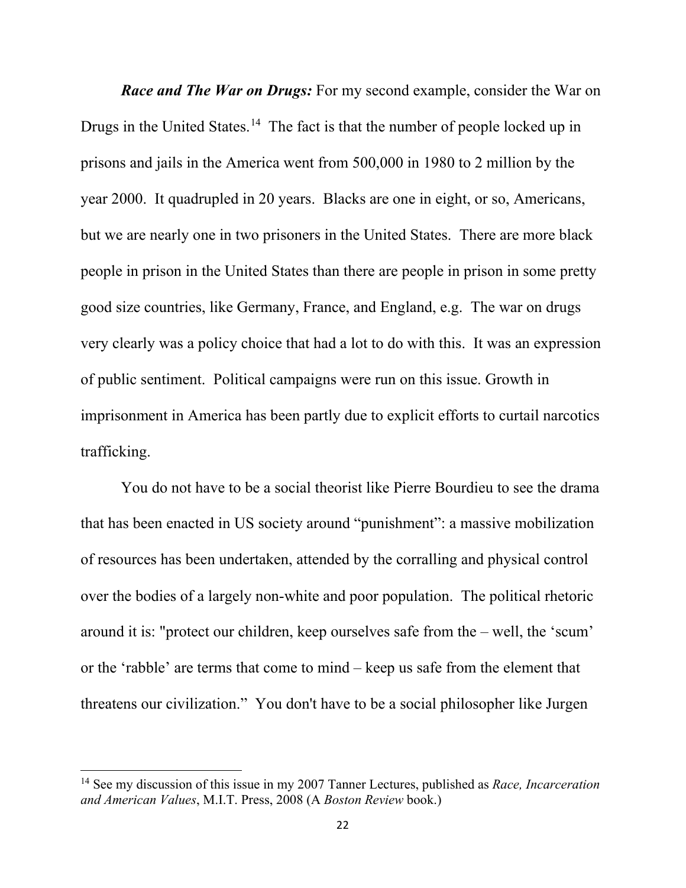***Race and The War on Drugs:*** For my second example, consider the War on Drugs in the United States.[14] The fact is that the number of people locked up in prisons and jails in the America went from 500,000 in 1980 to 2 million by the year 2000. It quadrupled in 20 years. Blacks are one in eight, or so, Americans, but we are nearly one in two prisoners in the United States. There are more black people in prison in the United States than there are people in prison in some pretty good size countries, like Germany, France, and England, e.g. The war on drugs very clearly was a policy choice that had a lot to do with this. It was an expression of public sentiment. Political campaigns were run on this issue. Growth in imprisonment in America has been partly due to explicit efforts to curtail narcotics trafficking.

You do not have to be a social theorist like Pierre Bourdieu to see the drama that has been enacted in US society around "punishment": a massive mobilization of resources has been undertaken, attended by the corralling and physical control over the bodies of a largely non-white and poor population. The political rhetoric around it is: "protect our children, keep ourselves safe from the – well, the 'scum' or the 'rabble' are terms that come to mind – keep us safe from the element that threatens our civilization." You don't have to be a social philosopher like Jurgen

---

[14] See my discussion of this issue in my 2007 Tanner Lectures, published as *Race, Incarceration and American Values*, M.I.T. Press, 2008 (A *Boston Review* book.)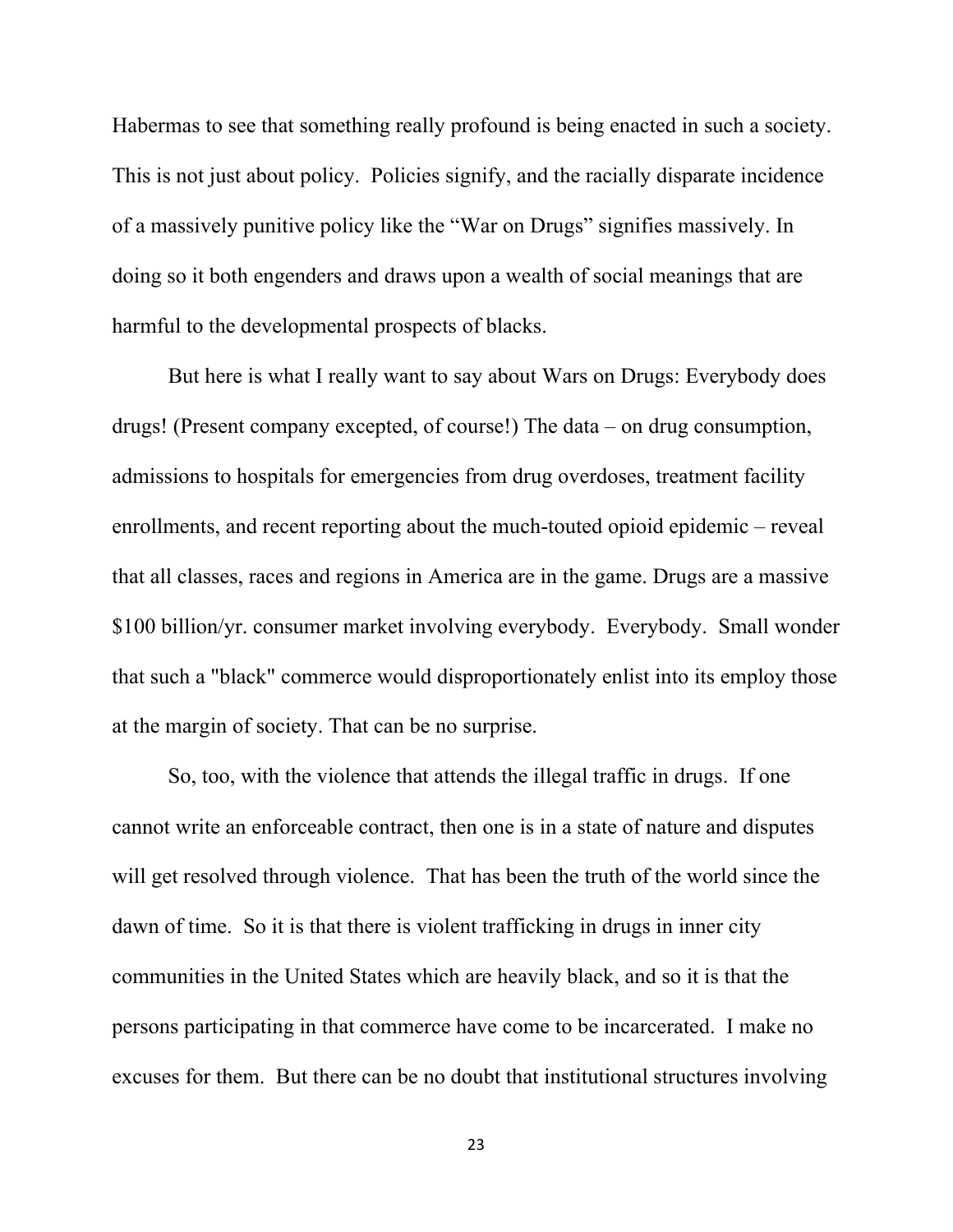Habermas to see that something really profound is being enacted in such a society. This is not just about policy. Policies signify, and the racially disparate incidence of a massively punitive policy like the "War on Drugs" signifies massively. In doing so it both engenders and draws upon a wealth of social meanings that are harmful to the developmental prospects of blacks.

But here is what I really want to say about Wars on Drugs: Everybody does drugs! (Present company excepted, of course!) The data – on drug consumption, admissions to hospitals for emergencies from drug overdoses, treatment facility enrollments, and recent reporting about the much-touted opioid epidemic – reveal that all classes, races and regions in America are in the game. Drugs are a massive $100 billion/yr. consumer market involving everybody. Everybody. Small wonder that such a "black" commerce would disproportionately enlist into its employ those at the margin of society. That can be no surprise.

So, too, with the violence that attends the illegal traffic in drugs. If one cannot write an enforceable contract, then one is in a state of nature and disputes will get resolved through violence. That has been the truth of the world since the dawn of time. So it is that there is violent trafficking in drugs in inner city communities in the United States which are heavily black, and so it is that the persons participating in that commerce have come to be incarcerated. I make no excuses for them. But there can be no doubt that institutional structures involving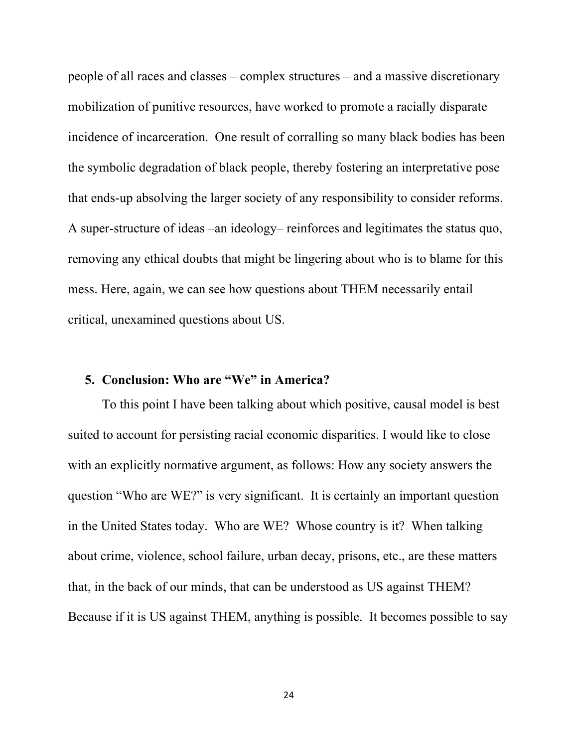people of all races and classes – complex structures – and a massive discretionary mobilization of punitive resources, have worked to promote a racially disparate incidence of incarceration. One result of corralling so many black bodies has been the symbolic degradation of black people, thereby fostering an interpretative pose that ends-up absolving the larger society of any responsibility to consider reforms. A super-structure of ideas –an ideology– reinforces and legitimates the status quo, removing any ethical doubts that might be lingering about who is to blame for this mess. Here, again, we can see how questions about THEM necessarily entail critical, unexamined questions about US.

## 5. Conclusion: Who are "We" in America?

To this point I have been talking about which positive, causal model is best suited to account for persisting racial economic disparities. I would like to close with an explicitly normative argument, as follows: How any society answers the question "Who are WE?" is very significant. It is certainly an important question in the United States today. Who are WE? Whose country is it? When talking about crime, violence, school failure, urban decay, prisons, etc., are these matters that, in the back of our minds, that can be understood as US against THEM? Because if it is US against THEM, anything is possible. It becomes possible to say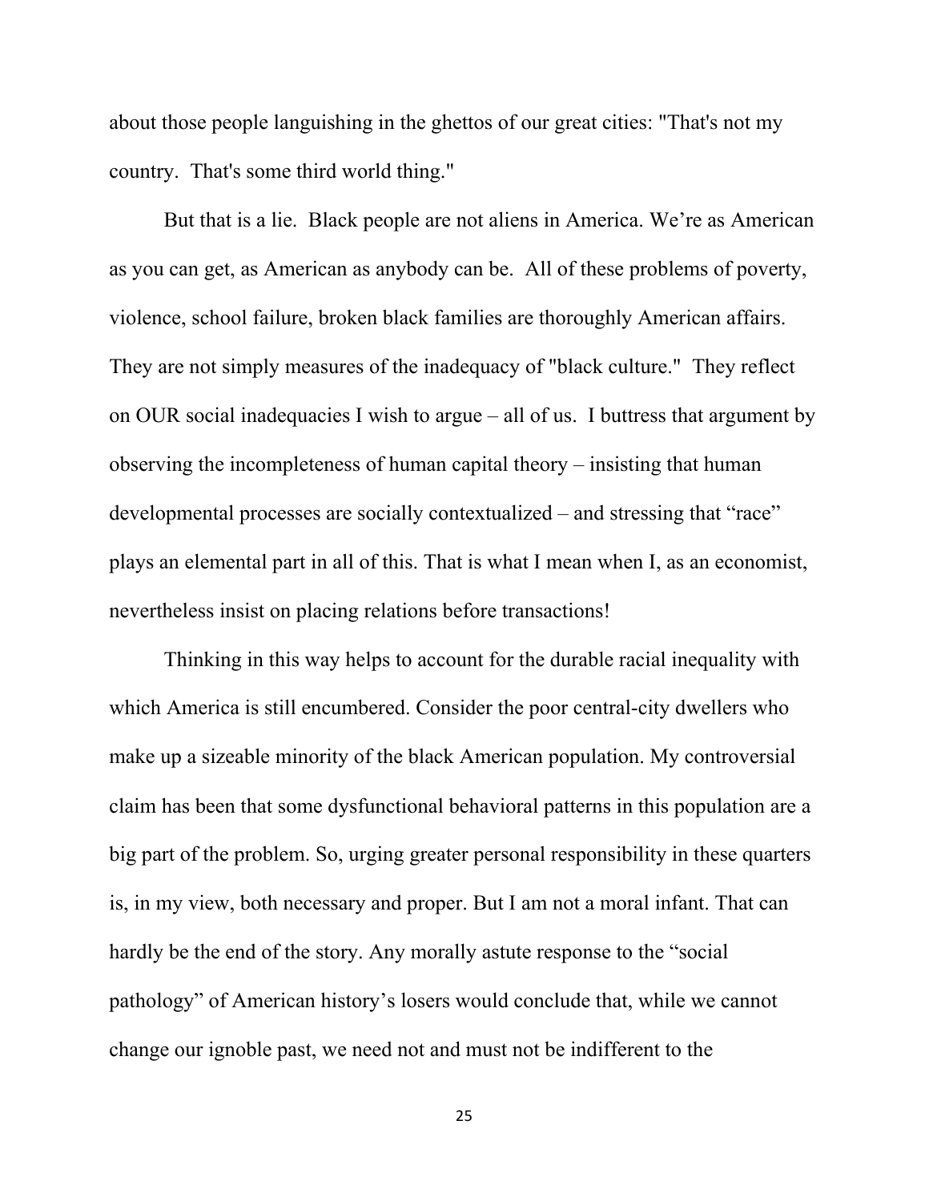about those people languishing in the ghettos of our great cities: "That's not my country. That's some third world thing."

But that is a lie. Black people are not aliens in America. We're as American as you can get, as American as anybody can be. All of these problems of poverty, violence, school failure, broken black families are thoroughly American affairs. They are not simply measures of the inadequacy of "black culture." They reflect on OUR social inadequacies I wish to argue – all of us. I buttress that argument by observing the incompleteness of human capital theory – insisting that human developmental processes are socially contextualized – and stressing that "race" plays an elemental part in all of this. That is what I mean when I, as an economist, nevertheless insist on placing relations before transactions!

Thinking in this way helps to account for the durable racial inequality with which America is still encumbered. Consider the poor central-city dwellers who make up a sizeable minority of the black American population. My controversial claim has been that some dysfunctional behavioral patterns in this population are a big part of the problem. So, urging greater personal responsibility in these quarters is, in my view, both necessary and proper. But I am not a moral infant. That can hardly be the end of the story. Any morally astute response to the "social pathology" of American history's losers would conclude that, while we cannot change our ignoble past, we need not and must not be indifferent to the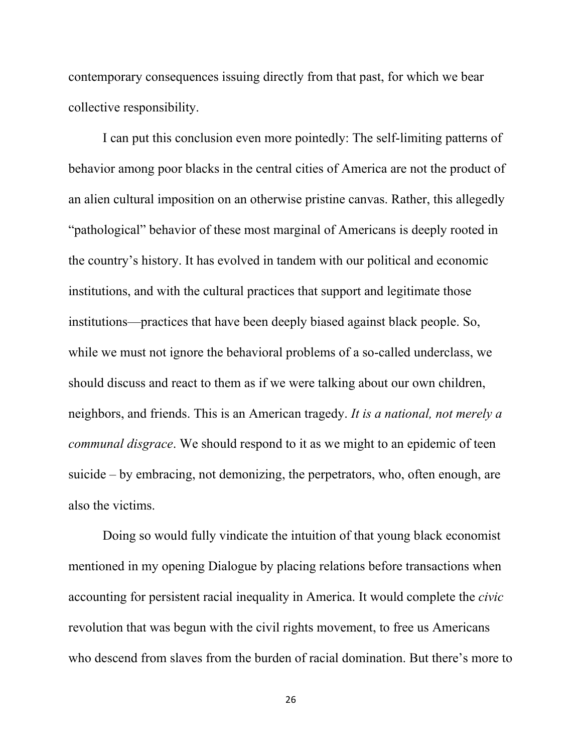contemporary consequences issuing directly from that past, for which we bear collective responsibility.

I can put this conclusion even more pointedly: The self-limiting patterns of behavior among poor blacks in the central cities of America are not the product of an alien cultural imposition on an otherwise pristine canvas. Rather, this allegedly "pathological" behavior of these most marginal of Americans is deeply rooted in the country's history. It has evolved in tandem with our political and economic institutions, and with the cultural practices that support and legitimate those institutions—practices that have been deeply biased against black people. So, while we must not ignore the behavioral problems of a so-called underclass, we should discuss and react to them as if we were talking about our own children, neighbors, and friends. This is an American tragedy. *It is a national, not merely a communal disgrace*. We should respond to it as we might to an epidemic of teen suicide – by embracing, not demonizing, the perpetrators, who, often enough, are also the victims.

Doing so would fully vindicate the intuition of that young black economist mentioned in my opening Dialogue by placing relations before transactions when accounting for persistent racial inequality in America. It would complete the *civic* revolution that was begun with the civil rights movement, to free us Americans who descend from slaves from the burden of racial domination. But there's more to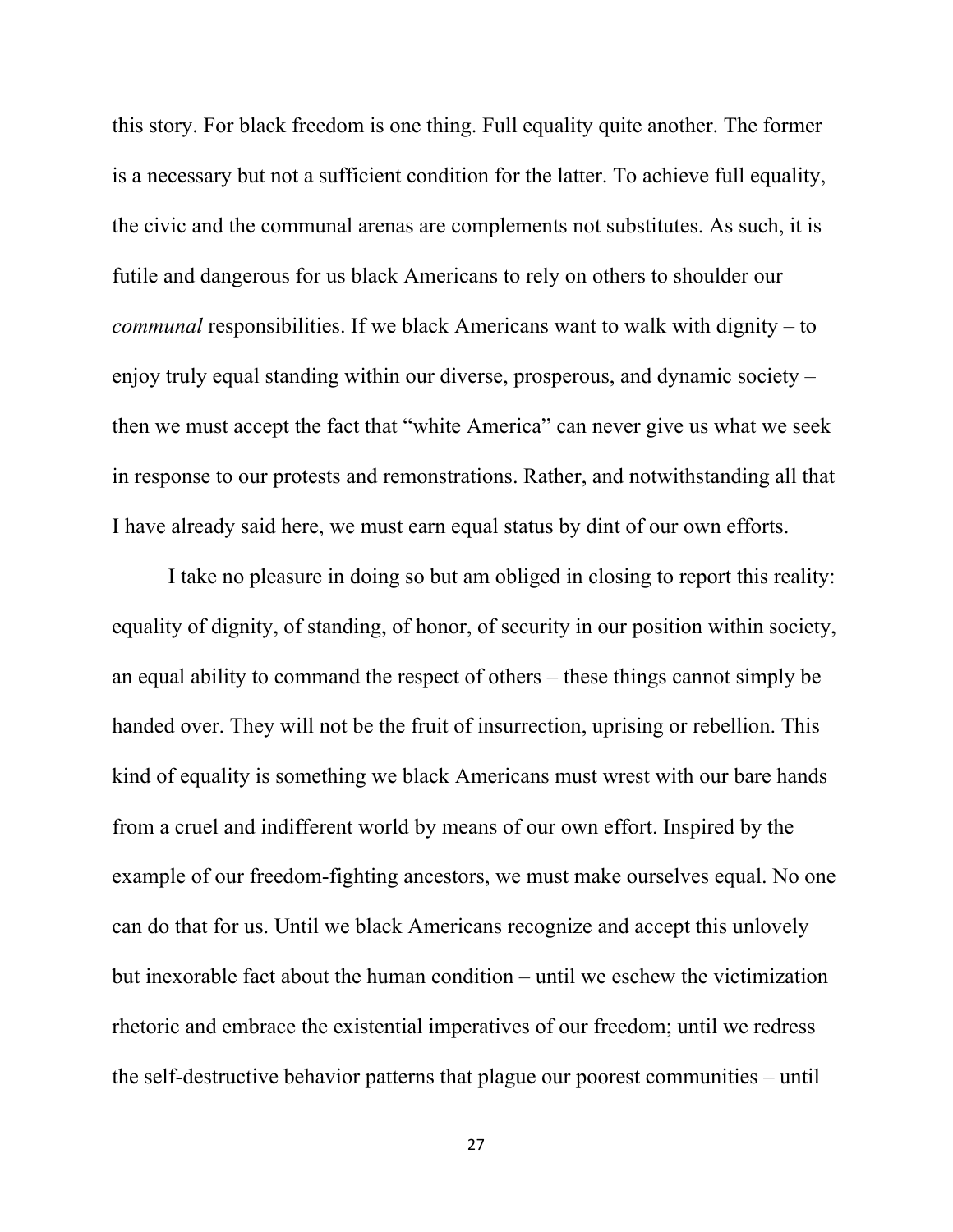this story. For black freedom is one thing. Full equality quite another. The former is a necessary but not a sufficient condition for the latter. To achieve full equality, the civic and the communal arenas are complements not substitutes. As such, it is futile and dangerous for us black Americans to rely on others to shoulder our *communal* responsibilities. If we black Americans want to walk with dignity – to enjoy truly equal standing within our diverse, prosperous, and dynamic society – then we must accept the fact that "white America" can never give us what we seek in response to our protests and remonstrations. Rather, and notwithstanding all that I have already said here, we must earn equal status by dint of our own efforts.

I take no pleasure in doing so but am obliged in closing to report this reality: equality of dignity, of standing, of honor, of security in our position within society, an equal ability to command the respect of others – these things cannot simply be handed over. They will not be the fruit of insurrection, uprising or rebellion. This kind of equality is something we black Americans must wrest with our bare hands from a cruel and indifferent world by means of our own effort. Inspired by the example of our freedom-fighting ancestors, we must make ourselves equal. No one can do that for us. Until we black Americans recognize and accept this unlovely but inexorable fact about the human condition – until we eschew the victimization rhetoric and embrace the existential imperatives of our freedom; until we redress the self-destructive behavior patterns that plague our poorest communities – until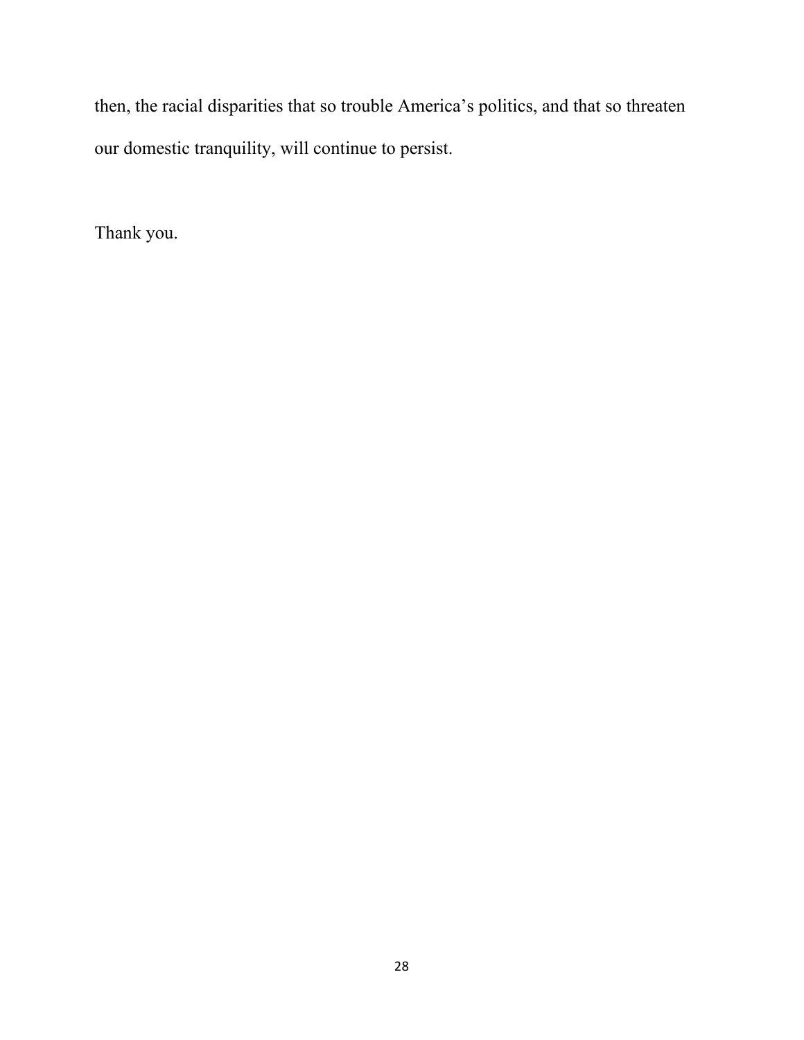then, the racial disparities that so trouble America's politics, and that so threaten our domestic tranquility, will continue to persist.

Thank you.